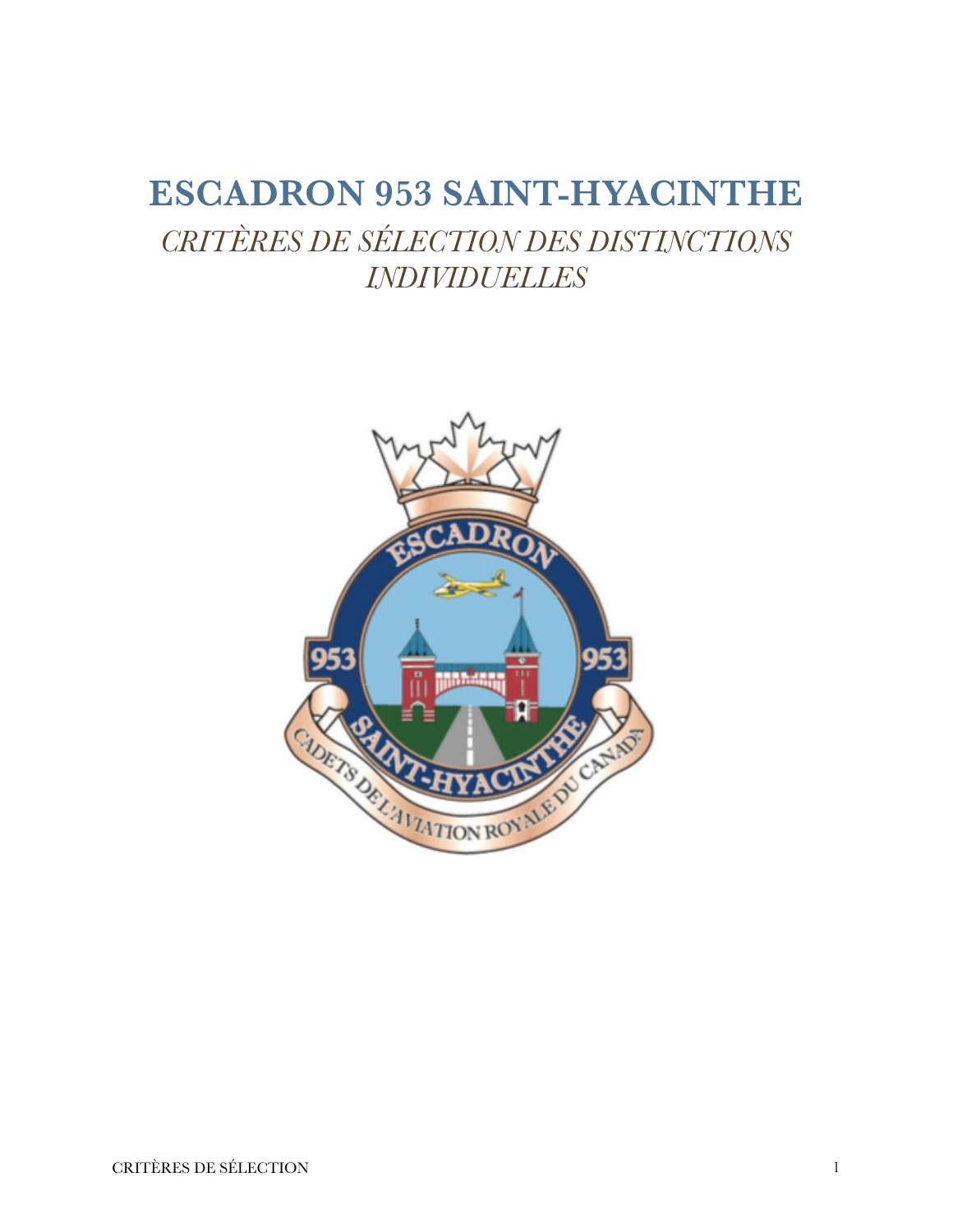# ESCADRON 953 SAINT-HYACINTHE

*CRITÈRES DE SÉLECTION DES DISTINCTIONS INDIVIDUELLES*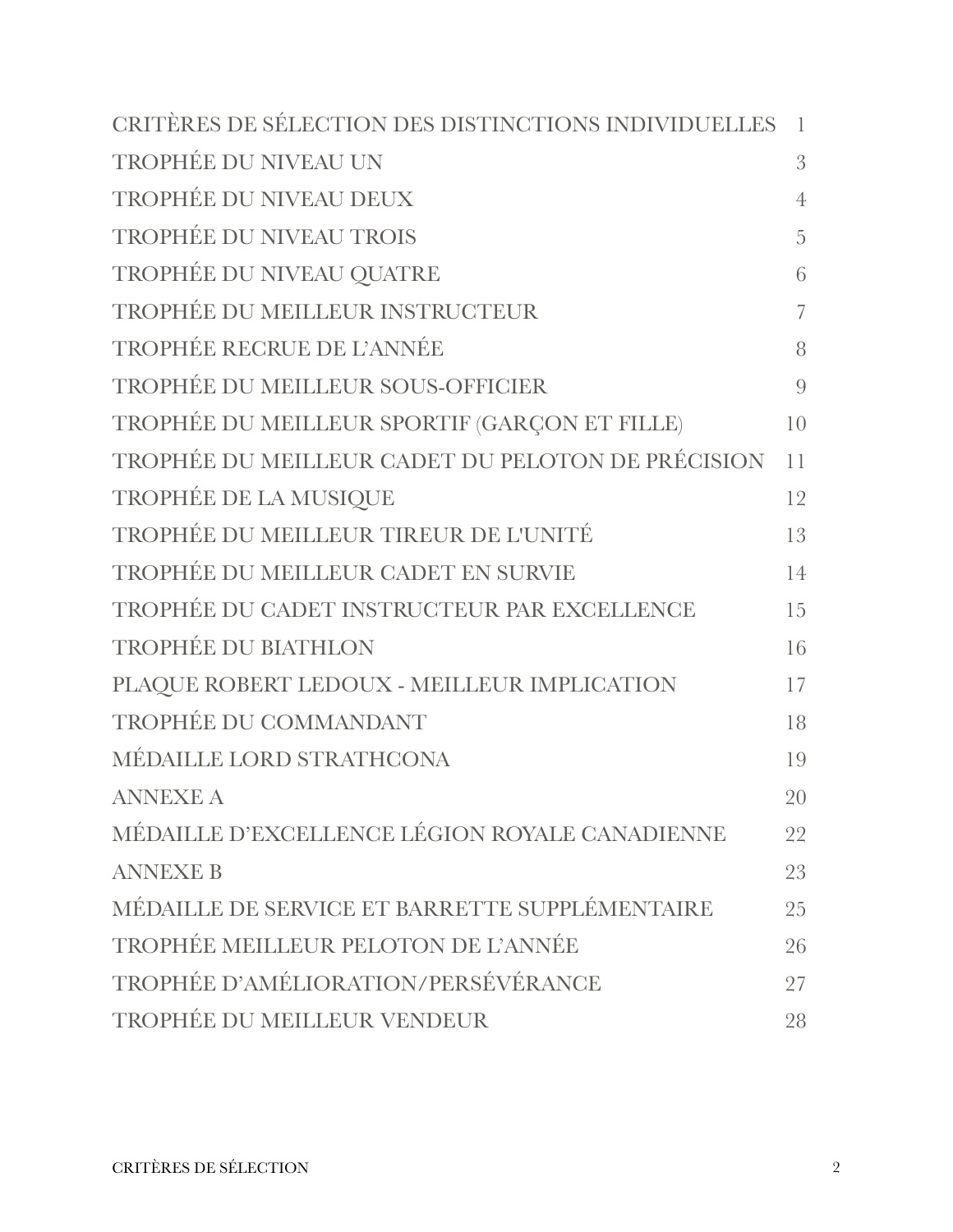| | |
|---|---|
| CRITÈRES DE SÉLECTION DES DISTINCTIONS INDIVIDUELLES | 1 |
| TROPHÉE DU NIVEAU UN | 3 |
| TROPHÉE DU NIVEAU DEUX | 4 |
| TROPHÉE DU NIVEAU TROIS | 5 |
| TROPHÉE DU NIVEAU QUATRE | 6 |
| TROPHÉE DU MEILLEUR INSTRUCTEUR | 7 |
| TROPHÉE RECRUE DE L'ANNÉE | 8 |
| TROPHÉE DU MEILLEUR SOUS-OFFICIER | 9 |
| TROPHÉE DU MEILLEUR SPORTIF (GARÇON ET FILLE) | 10 |
| TROPHÉE DU MEILLEUR CADET DU PELOTON DE PRÉCISION | 11 |
| TROPHÉE DE LA MUSIQUE | 12 |
| TROPHÉE DU MEILLEUR TIREUR DE L'UNITÉ | 13 |
| TROPHÉE DU MEILLEUR CADET EN SURVIE | 14 |
| TROPHÉE DU CADET INSTRUCTEUR PAR EXCELLENCE | 15 |
| TROPHÉE DU BIATHLON | 16 |
| PLAQUE ROBERT LEDOUX - MEILLEUR IMPLICATION | 17 |
| TROPHÉE DU COMMANDANT | 18 |
| MÉDAILLE LORD STRATHCONA | 19 |
| ANNEXE A | 20 |
| MÉDAILLE D'EXCELLENCE LÉGION ROYALE CANADIENNE | 22 |
| ANNEXE B | 23 |
| MÉDAILLE DE SERVICE ET BARRETTE SUPPLÉMENTAIRE | 25 |
| TROPHÉE MEILLEUR PELOTON DE L'ANNÉE | 26 |
| TROPHÉE D'AMÉLIORATION/PERSÉVÉRANCE | 27 |
| TROPHÉE DU MEILLEUR VENDEUR | 28 |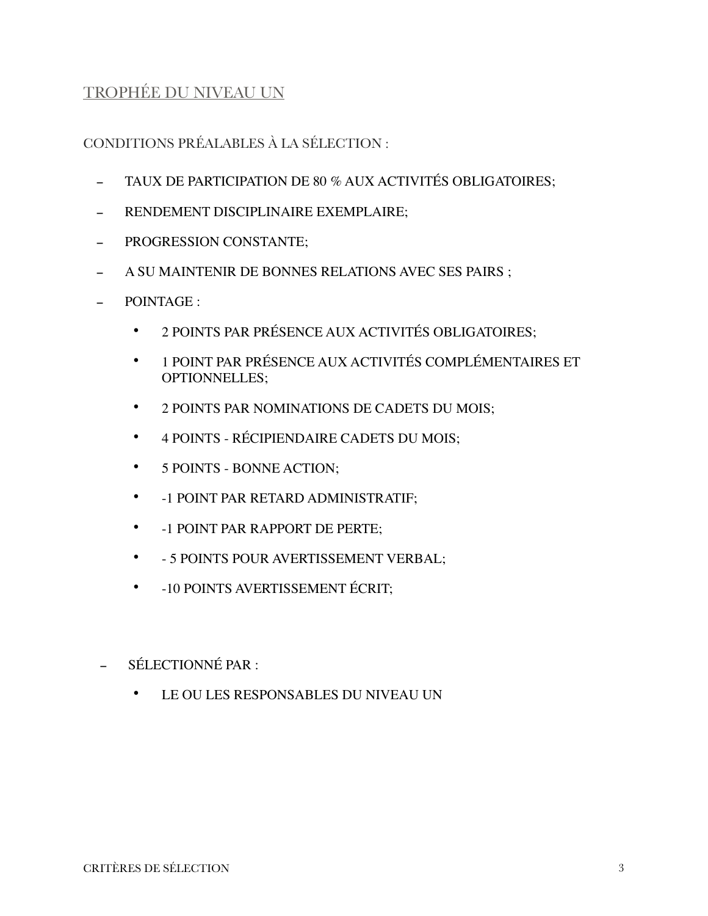## TROPHÉE DU NIVEAU UN

CONDITIONS PRÉALABLES À LA SÉLECTION :

- TAUX DE PARTICIPATION DE 80 % AUX ACTIVITÉS OBLIGATOIRES;
- RENDEMENT DISCIPLINAIRE EXEMPLAIRE;
- PROGRESSION CONSTANTE;
- A SU MAINTENIR DE BONNES RELATIONS AVEC SES PAIRS ;
- POINTAGE :
  - 2 POINTS PAR PRÉSENCE AUX ACTIVITÉS OBLIGATOIRES;
  - 1 POINT PAR PRÉSENCE AUX ACTIVITÉS COMPLÉMENTAIRES ET OPTIONNELLES;
  - 2 POINTS PAR NOMINATIONS DE CADETS DU MOIS;
  - 4 POINTS - RÉCIPIENDAIRE CADETS DU MOIS;
  - 5 POINTS - BONNE ACTION;
  - -1 POINT PAR RETARD ADMINISTRATIF;
  - -1 POINT PAR RAPPORT DE PERTE;
  - - 5 POINTS POUR AVERTISSEMENT VERBAL;
  - -10 POINTS AVERTISSEMENT ÉCRIT;

- SÉLECTIONNÉ PAR :
  - LE OU LES RESPONSABLES DU NIVEAU UN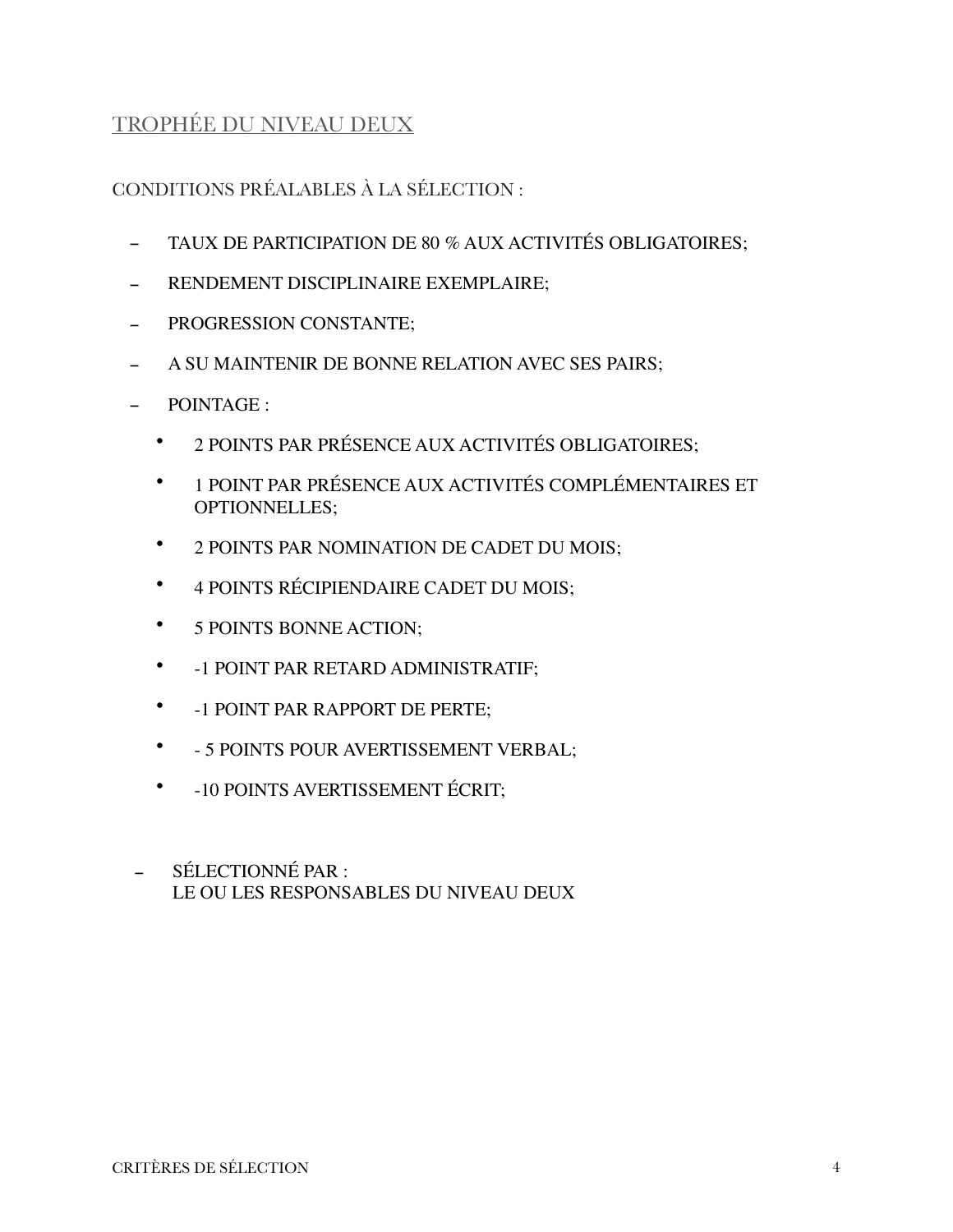## TROPHÉE DU NIVEAU DEUX

CONDITIONS PRÉALABLES À LA SÉLECTION :

- TAUX DE PARTICIPATION DE 80 % AUX ACTIVITÉS OBLIGATOIRES;
- RENDEMENT DISCIPLINAIRE EXEMPLAIRE;
- PROGRESSION CONSTANTE;
- A SU MAINTENIR DE BONNE RELATION AVEC SES PAIRS;
- POINTAGE :
  - 2 POINTS PAR PRÉSENCE AUX ACTIVITÉS OBLIGATOIRES;
  - 1 POINT PAR PRÉSENCE AUX ACTIVITÉS COMPLÉMENTAIRES ET OPTIONNELLES;
  - 2 POINTS PAR NOMINATION DE CADET DU MOIS;
  - 4 POINTS RÉCIPIENDAIRE CADET DU MOIS;
  - 5 POINTS BONNE ACTION;
  - -1 POINT PAR RETARD ADMINISTRATIF;
  - -1 POINT PAR RAPPORT DE PERTE;
  - - 5 POINTS POUR AVERTISSEMENT VERBAL;
  - -10 POINTS AVERTISSEMENT ÉCRIT;

- SÉLECTIONNÉ PAR :
  LE OU LES RESPONSABLES DU NIVEAU DEUX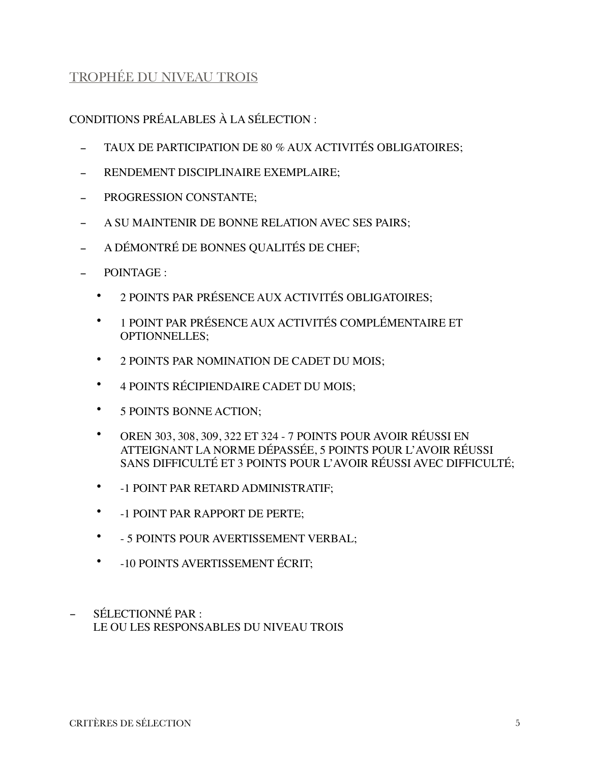## TROPHÉE DU NIVEAU TROIS

CONDITIONS PRÉALABLES À LA SÉLECTION :

- TAUX DE PARTICIPATION DE 80 % AUX ACTIVITÉS OBLIGATOIRES;
- RENDEMENT DISCIPLINAIRE EXEMPLAIRE;
- PROGRESSION CONSTANTE;
- A SU MAINTENIR DE BONNE RELATION AVEC SES PAIRS;
- A DÉMONTRÉ DE BONNES QUALITÉS DE CHEF;
- POINTAGE :
  - 2 POINTS PAR PRÉSENCE AUX ACTIVITÉS OBLIGATOIRES;
  - 1 POINT PAR PRÉSENCE AUX ACTIVITÉS COMPLÉMENTAIRE ET OPTIONNELLES;
  - 2 POINTS PAR NOMINATION DE CADET DU MOIS;
  - 4 POINTS RÉCIPIENDAIRE CADET DU MOIS;
  - 5 POINTS BONNE ACTION;
  - OREN 303, 308, 309, 322 ET 324 - 7 POINTS POUR AVOIR RÉUSSI EN ATTEIGNANT LA NORME DÉPASSÉE, 5 POINTS POUR L'AVOIR RÉUSSI SANS DIFFICULTÉ ET 3 POINTS POUR L'AVOIR RÉUSSI AVEC DIFFICULTÉ;
  - -1 POINT PAR RETARD ADMINISTRATIF;
  - -1 POINT PAR RAPPORT DE PERTE;
  - - 5 POINTS POUR AVERTISSEMENT VERBAL;
  - -10 POINTS AVERTISSEMENT ÉCRIT;

- SÉLECTIONNÉ PAR :
  LE OU LES RESPONSABLES DU NIVEAU TROIS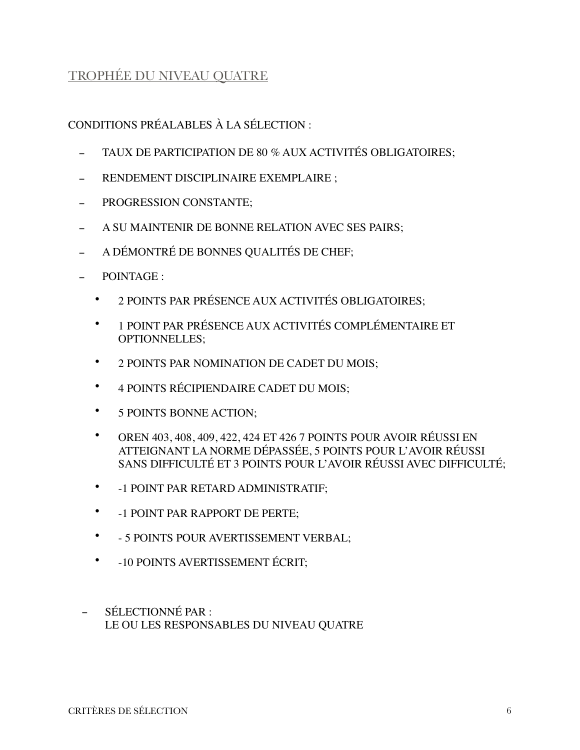## TROPHÉE DU NIVEAU QUATRE

CONDITIONS PRÉALABLES À LA SÉLECTION :

- TAUX DE PARTICIPATION DE 80 % AUX ACTIVITÉS OBLIGATOIRES;
- RENDEMENT DISCIPLINAIRE EXEMPLAIRE ;
- PROGRESSION CONSTANTE;
- A SU MAINTENIR DE BONNE RELATION AVEC SES PAIRS;
- A DÉMONTRÉ DE BONNES QUALITÉS DE CHEF;
- POINTAGE :
  - 2 POINTS PAR PRÉSENCE AUX ACTIVITÉS OBLIGATOIRES;
  - 1 POINT PAR PRÉSENCE AUX ACTIVITÉS COMPLÉMENTAIRE ET OPTIONNELLES;
  - 2 POINTS PAR NOMINATION DE CADET DU MOIS;
  - 4 POINTS RÉCIPIENDAIRE CADET DU MOIS;
  - 5 POINTS BONNE ACTION;
  - OREN 403, 408, 409, 422, 424 ET 426 7 POINTS POUR AVOIR RÉUSSI EN ATTEIGNANT LA NORME DÉPASSÉE, 5 POINTS POUR L'AVOIR RÉUSSI SANS DIFFICULTÉ ET 3 POINTS POUR L'AVOIR RÉUSSI AVEC DIFFICULTÉ;
  - -1 POINT PAR RETARD ADMINISTRATIF;
  - -1 POINT PAR RAPPORT DE PERTE;
  - - 5 POINTS POUR AVERTISSEMENT VERBAL;
  - -10 POINTS AVERTISSEMENT ÉCRIT;

- SÉLECTIONNÉ PAR :
  LE OU LES RESPONSABLES DU NIVEAU QUATRE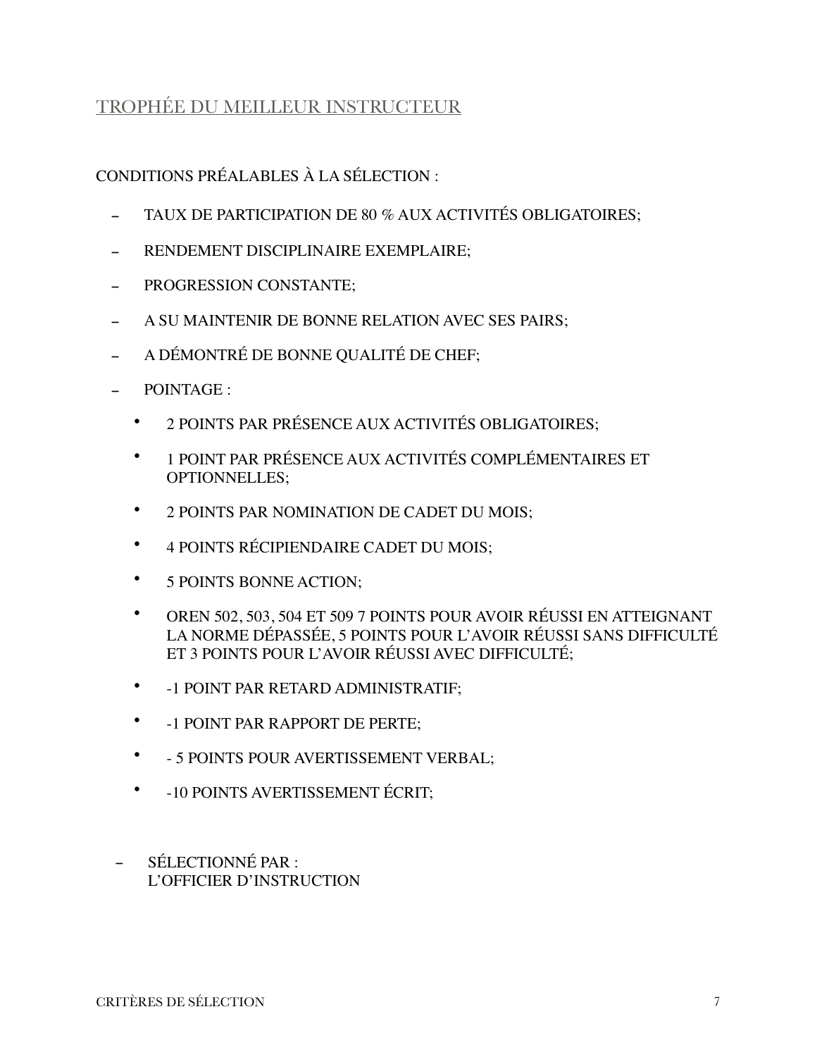## TROPHÉE DU MEILLEUR INSTRUCTEUR

CONDITIONS PRÉALABLES À LA SÉLECTION :

- TAUX DE PARTICIPATION DE 80 % AUX ACTIVITÉS OBLIGATOIRES;
- RENDEMENT DISCIPLINAIRE EXEMPLAIRE;
- PROGRESSION CONSTANTE;
- A SU MAINTENIR DE BONNE RELATION AVEC SES PAIRS;
- A DÉMONTRÉ DE BONNE QUALITÉ DE CHEF;
- POINTAGE :
  - 2 POINTS PAR PRÉSENCE AUX ACTIVITÉS OBLIGATOIRES;
  - 1 POINT PAR PRÉSENCE AUX ACTIVITÉS COMPLÉMENTAIRES ET OPTIONNELLES;
  - 2 POINTS PAR NOMINATION DE CADET DU MOIS;
  - 4 POINTS RÉCIPIENDAIRE CADET DU MOIS;
  - 5 POINTS BONNE ACTION;
  - OREN 502, 503, 504 ET 509 7 POINTS POUR AVOIR RÉUSSI EN ATTEIGNANT LA NORME DÉPASSÉE, 5 POINTS POUR L'AVOIR RÉUSSI SANS DIFFICULTÉ ET 3 POINTS POUR L'AVOIR RÉUSSI AVEC DIFFICULTÉ;
  - -1 POINT PAR RETARD ADMINISTRATIF;
  - -1 POINT PAR RAPPORT DE PERTE;
  - - 5 POINTS POUR AVERTISSEMENT VERBAL;
  - -10 POINTS AVERTISSEMENT ÉCRIT;

- SÉLECTIONNÉ PAR :
  L'OFFICIER D'INSTRUCTION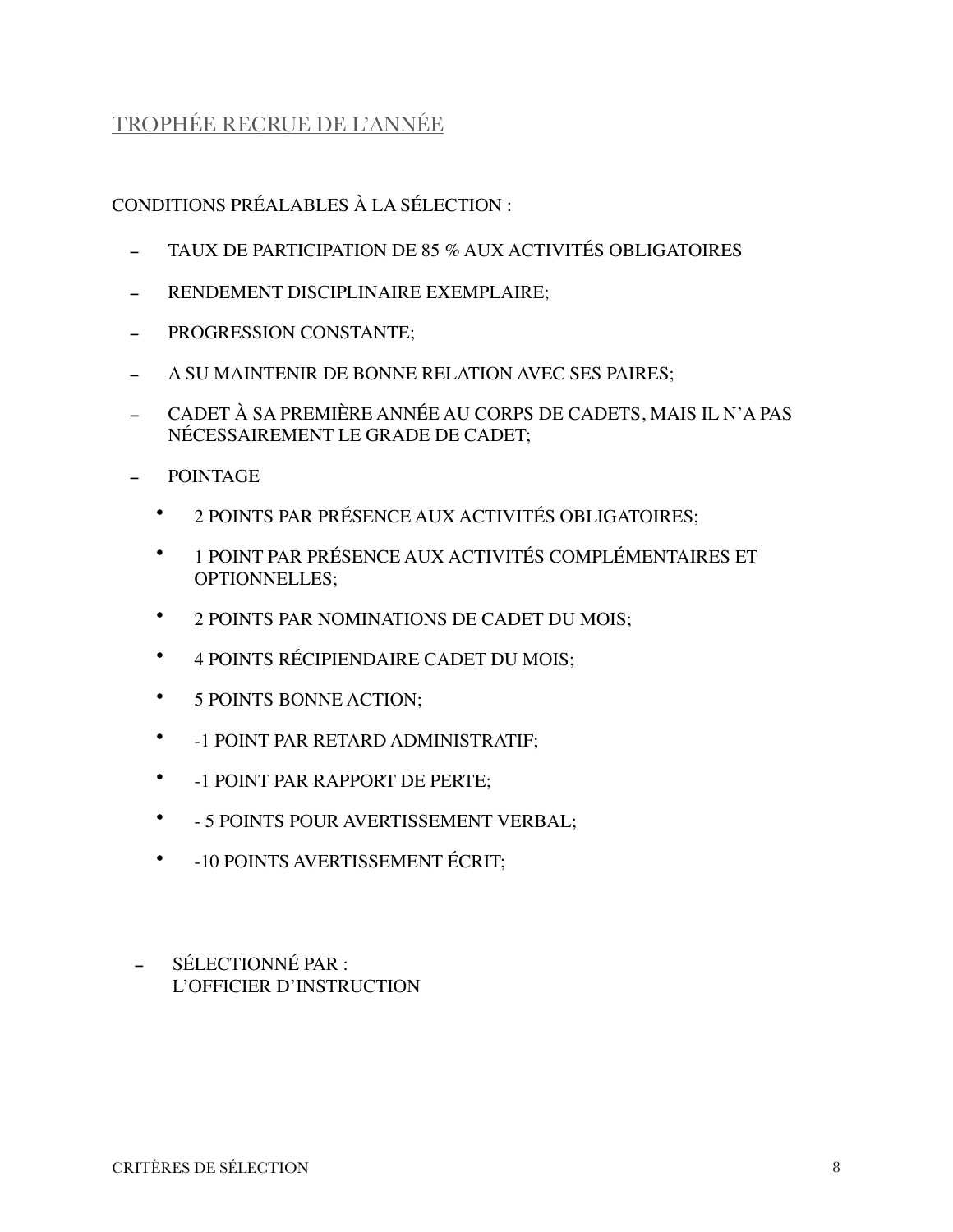## TROPHÉE RECRUE DE L'ANNÉE

CONDITIONS PRÉALABLES À LA SÉLECTION :

- TAUX DE PARTICIPATION DE 85 % AUX ACTIVITÉS OBLIGATOIRES
- RENDEMENT DISCIPLINAIRE EXEMPLAIRE;
- PROGRESSION CONSTANTE;
- A SU MAINTENIR DE BONNE RELATION AVEC SES PAIRES;
- CADET À SA PREMIÈRE ANNÉE AU CORPS DE CADETS, MAIS IL N'A PAS NÉCESSAIREMENT LE GRADE DE CADET;
- POINTAGE
  - 2 POINTS PAR PRÉSENCE AUX ACTIVITÉS OBLIGATOIRES;
  - 1 POINT PAR PRÉSENCE AUX ACTIVITÉS COMPLÉMENTAIRES ET OPTIONNELLES;
  - 2 POINTS PAR NOMINATIONS DE CADET DU MOIS;
  - 4 POINTS RÉCIPIENDAIRE CADET DU MOIS;
  - 5 POINTS BONNE ACTION;
  - -1 POINT PAR RETARD ADMINISTRATIF;
  - -1 POINT PAR RAPPORT DE PERTE;
  - - 5 POINTS POUR AVERTISSEMENT VERBAL;
  - -10 POINTS AVERTISSEMENT ÉCRIT;

- SÉLECTIONNÉ PAR :
  L'OFFICIER D'INSTRUCTION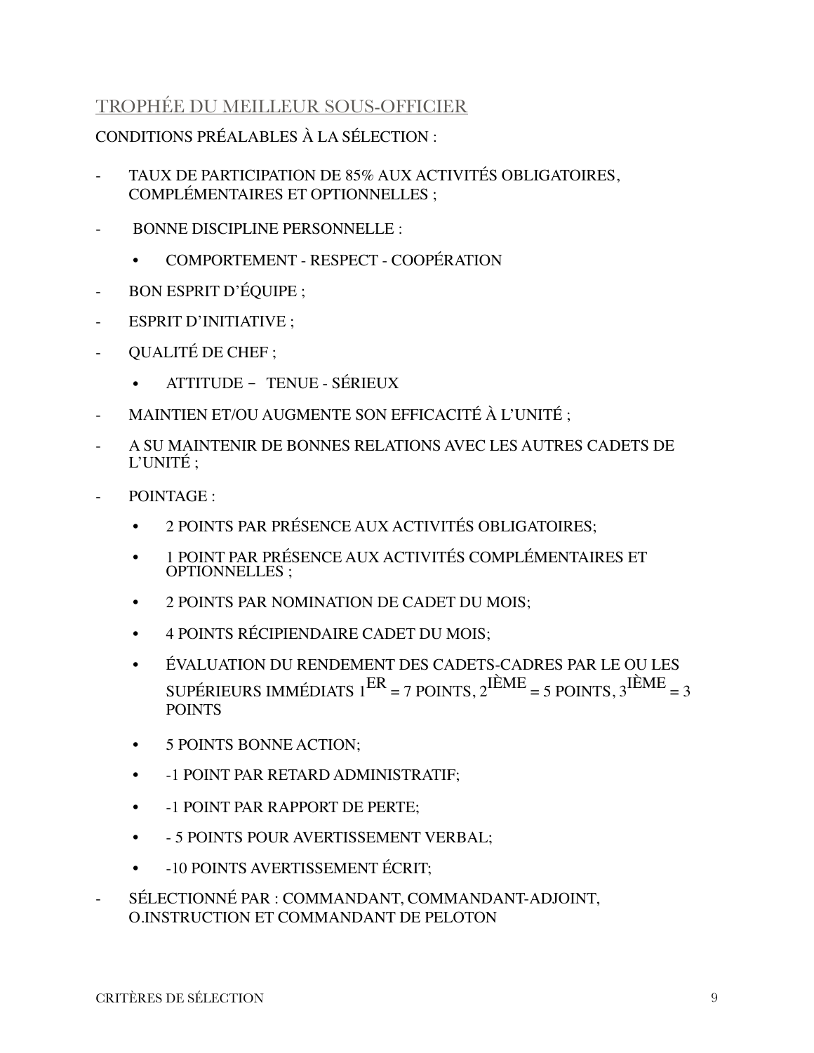## TROPHÉE DU MEILLEUR SOUS-OFFICIER

CONDITIONS PRÉALABLES À LA SÉLECTION :

- TAUX DE PARTICIPATION DE 85% AUX ACTIVITÉS OBLIGATOIRES, COMPLÉMENTAIRES ET OPTIONNELLES ;
- BONNE DISCIPLINE PERSONNELLE :
  - COMPORTEMENT - RESPECT - COOPÉRATION
- BON ESPRIT D'ÉQUIPE ;
- ESPRIT D'INITIATIVE ;
- QUALITÉ DE CHEF ;
  - ATTITUDE – TENUE - SÉRIEUX
- MAINTIEN ET/OU AUGMENTE SON EFFICACITÉ À L'UNITÉ ;
- A SU MAINTENIR DE BONNES RELATIONS AVEC LES AUTRES CADETS DE L'UNITÉ ;
- POINTAGE :
  - 2 POINTS PAR PRÉSENCE AUX ACTIVITÉS OBLIGATOIRES;
  - 1 POINT PAR PRÉSENCE AUX ACTIVITÉS COMPLÉMENTAIRES ET OPTIONNELLES ;
  - 2 POINTS PAR NOMINATION DE CADET DU MOIS;
  - 4 POINTS RÉCIPIENDAIRE CADET DU MOIS;
  - ÉVALUATION DU RENDEMENT DES CADETS-CADRES PAR LE OU LES SUPÉRIEURS IMMÉDIATS 1ER = 7 POINTS, 2IÈME = 5 POINTS, 3IÈME = 3 POINTS
  - 5 POINTS BONNE ACTION;
  - -1 POINT PAR RETARD ADMINISTRATIF;
  - -1 POINT PAR RAPPORT DE PERTE;
  - - 5 POINTS POUR AVERTISSEMENT VERBAL;
  - -10 POINTS AVERTISSEMENT ÉCRIT;
- SÉLECTIONNÉ PAR : COMMANDANT, COMMANDANT-ADJOINT, O.INSTRUCTION ET COMMANDANT DE PELOTON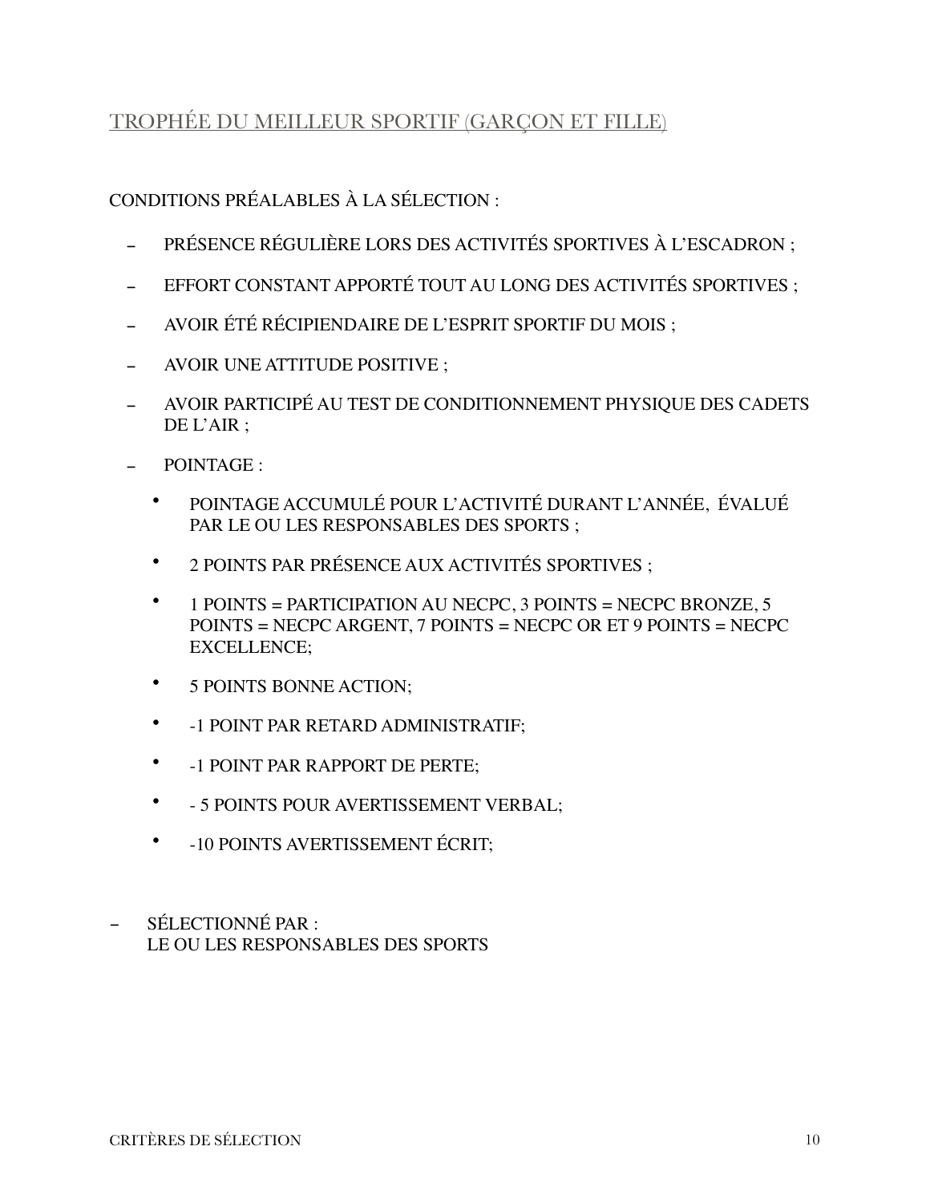## TROPHÉE DU MEILLEUR SPORTIF (GARÇON ET FILLE)

CONDITIONS PRÉALABLES À LA SÉLECTION :

- PRÉSENCE RÉGULIÈRE LORS DES ACTIVITÉS SPORTIVES À L'ESCADRON ;
- EFFORT CONSTANT APPORTÉ TOUT AU LONG DES ACTIVITÉS SPORTIVES ;
- AVOIR ÉTÉ RÉCIPIENDAIRE DE L'ESPRIT SPORTIF DU MOIS ;
- AVOIR UNE ATTITUDE POSITIVE ;
- AVOIR PARTICIPÉ AU TEST DE CONDITIONNEMENT PHYSIQUE DES CADETS DE L'AIR ;
- POINTAGE :
  - POINTAGE ACCUMULÉ POUR L'ACTIVITÉ DURANT L'ANNÉE, ÉVALUÉ PAR LE OU LES RESPONSABLES DES SPORTS ;
  - 2 POINTS PAR PRÉSENCE AUX ACTIVITÉS SPORTIVES ;
  - 1 POINTS = PARTICIPATION AU NECPC, 3 POINTS = NECPC BRONZE, 5 POINTS = NECPC ARGENT, 7 POINTS = NECPC OR ET 9 POINTS = NECPC EXCELLENCE;
  - 5 POINTS BONNE ACTION;
  - -1 POINT PAR RETARD ADMINISTRATIF;
  - -1 POINT PAR RAPPORT DE PERTE;
  - - 5 POINTS POUR AVERTISSEMENT VERBAL;
  - -10 POINTS AVERTISSEMENT ÉCRIT;

- SÉLECTIONNÉ PAR :
  LE OU LES RESPONSABLES DES SPORTS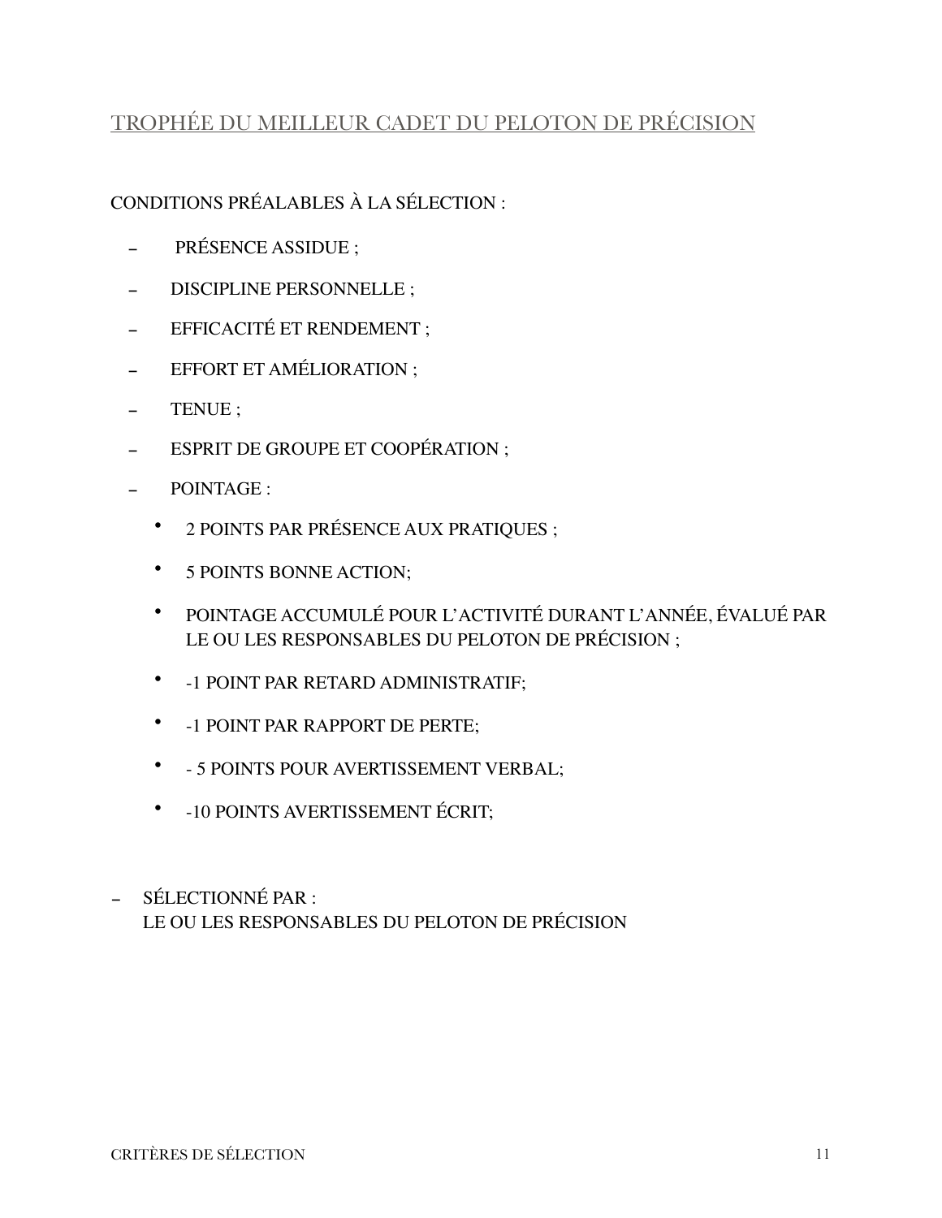## TROPHÉE DU MEILLEUR CADET DU PELOTON DE PRÉCISION

CONDITIONS PRÉALABLES À LA SÉLECTION :

- PRÉSENCE ASSIDUE ;
- DISCIPLINE PERSONNELLE ;
- EFFICACITÉ ET RENDEMENT ;
- EFFORT ET AMÉLIORATION ;
- TENUE ;
- ESPRIT DE GROUPE ET COOPÉRATION ;
- POINTAGE :
  - 2 POINTS PAR PRÉSENCE AUX PRATIQUES ;
  - 5 POINTS BONNE ACTION;
  - POINTAGE ACCUMULÉ POUR L'ACTIVITÉ DURANT L'ANNÉE, ÉVALUÉ PAR LE OU LES RESPONSABLES DU PELOTON DE PRÉCISION ;
  - -1 POINT PAR RETARD ADMINISTRATIF;
  - -1 POINT PAR RAPPORT DE PERTE;
  - - 5 POINTS POUR AVERTISSEMENT VERBAL;
  - -10 POINTS AVERTISSEMENT ÉCRIT;

- SÉLECTIONNÉ PAR :
  LE OU LES RESPONSABLES DU PELOTON DE PRÉCISION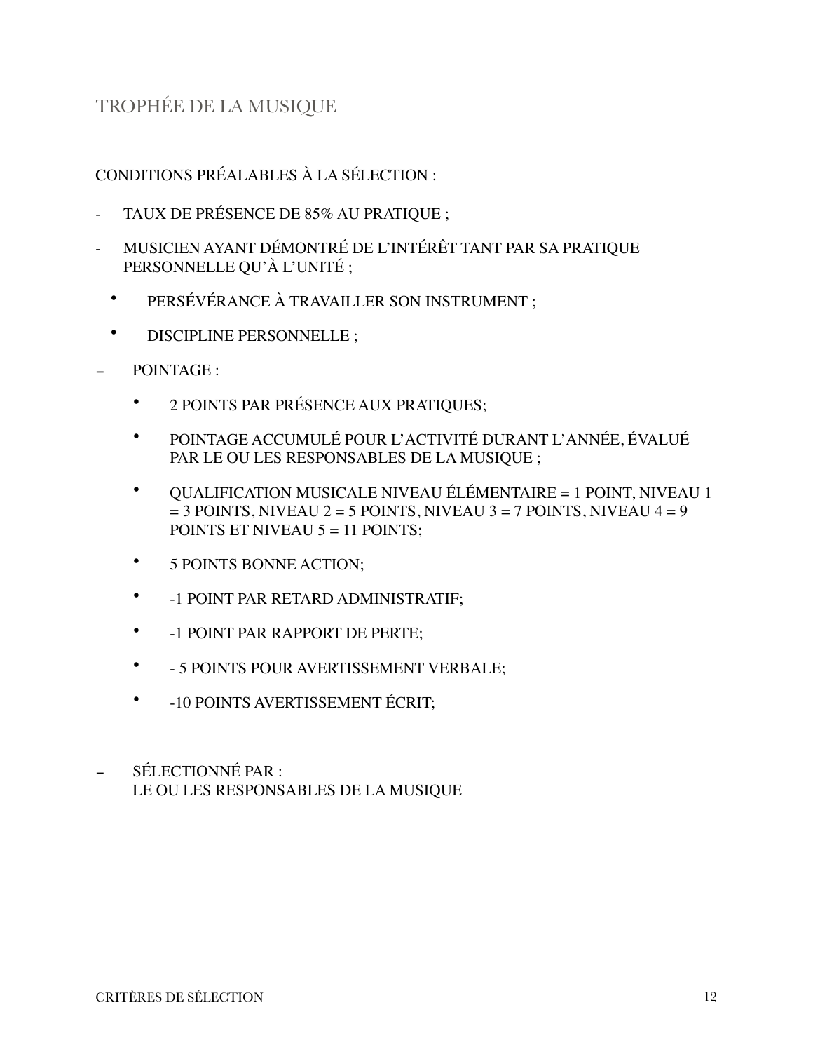## TROPHÉE DE LA MUSIQUE

CONDITIONS PRÉALABLES À LA SÉLECTION :

- TAUX DE PRÉSENCE DE 85% AU PRATIQUE ;
- MUSICIEN AYANT DÉMONTRÉ DE L'INTÉRÊT TANT PAR SA PRATIQUE PERSONNELLE QU'À L'UNITÉ ;
  - PERSÉVÉRANCE À TRAVAILLER SON INSTRUMENT ;
  - DISCIPLINE PERSONNELLE ;
- POINTAGE :
  - 2 POINTS PAR PRÉSENCE AUX PRATIQUES;
  - POINTAGE ACCUMULÉ POUR L'ACTIVITÉ DURANT L'ANNÉE, ÉVALUÉ PAR LE OU LES RESPONSABLES DE LA MUSIQUE ;
  - QUALIFICATION MUSICALE NIVEAU ÉLÉMENTAIRE = 1 POINT, NIVEAU 1 = 3 POINTS, NIVEAU 2 = 5 POINTS, NIVEAU 3 = 7 POINTS, NIVEAU 4 = 9 POINTS ET NIVEAU 5 = 11 POINTS;
  - 5 POINTS BONNE ACTION;
  - -1 POINT PAR RETARD ADMINISTRATIF;
  - -1 POINT PAR RAPPORT DE PERTE;
  - - 5 POINTS POUR AVERTISSEMENT VERBALE;
  - -10 POINTS AVERTISSEMENT ÉCRIT;
- SÉLECTIONNÉ PAR :
  LE OU LES RESPONSABLES DE LA MUSIQUE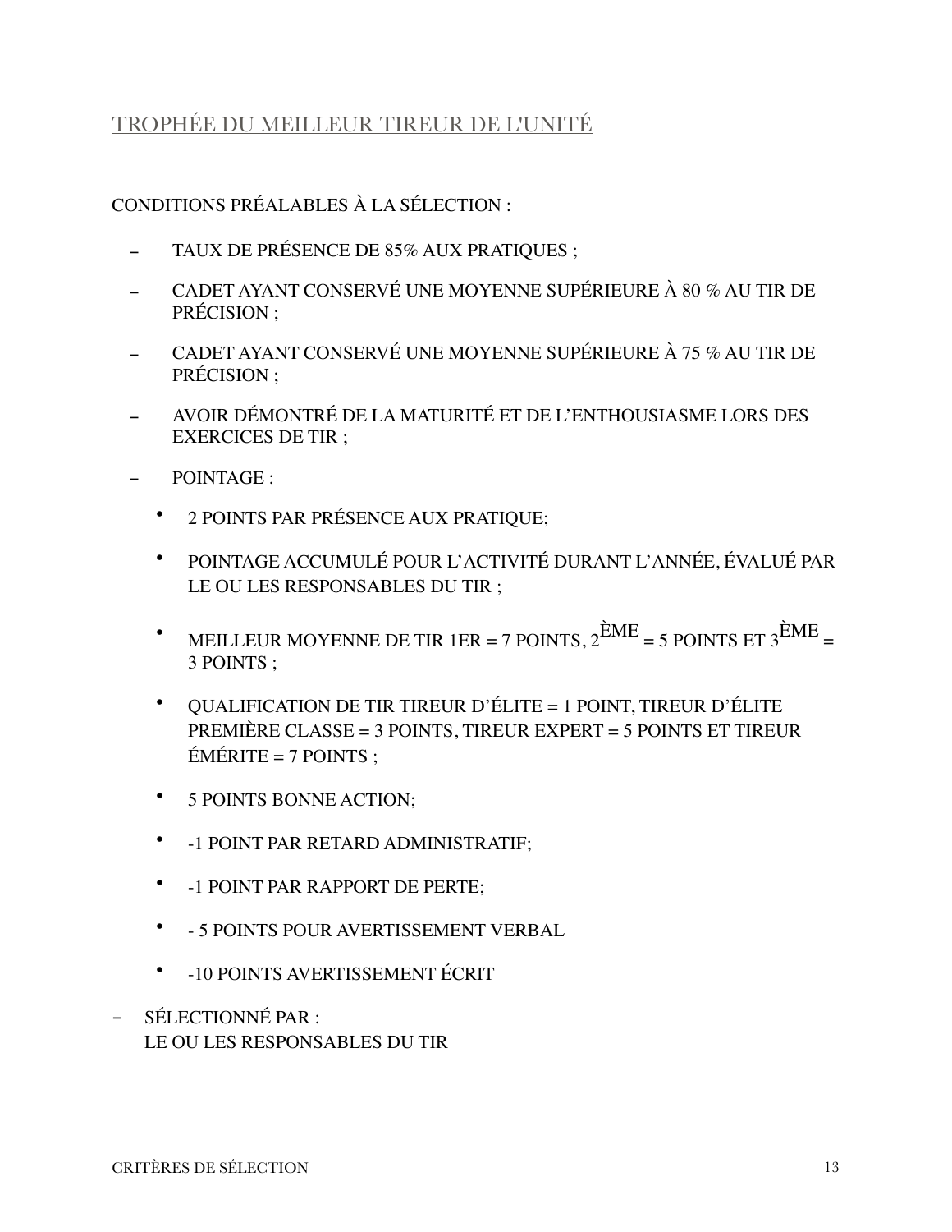## TROPHÉE DU MEILLEUR TIREUR DE L'UNITÉ

CONDITIONS PRÉALABLES À LA SÉLECTION :

- TAUX DE PRÉSENCE DE 85% AUX PRATIQUES ;
- CADET AYANT CONSERVÉ UNE MOYENNE SUPÉRIEURE À 80 % AU TIR DE PRÉCISION ;
- CADET AYANT CONSERVÉ UNE MOYENNE SUPÉRIEURE À 75 % AU TIR DE PRÉCISION ;
- AVOIR DÉMONTRÉ DE LA MATURITÉ ET DE L'ENTHOUSIASME LORS DES EXERCICES DE TIR ;
- POINTAGE :
    - 2 POINTS PAR PRÉSENCE AUX PRATIQUE;
    - POINTAGE ACCUMULÉ POUR L'ACTIVITÉ DURANT L'ANNÉE, ÉVALUÉ PAR LE OU LES RESPONSABLES DU TIR ;
    - MEILLEUR MOYENNE DE TIR 1ER = 7 POINTS, 2ÈME = 5 POINTS ET 3ÈME = 3 POINTS ;
    - QUALIFICATION DE TIR TIREUR D'ÉLITE = 1 POINT, TIREUR D'ÉLITE PREMIÈRE CLASSE = 3 POINTS, TIREUR EXPERT = 5 POINTS ET TIREUR ÉMÉRITE = 7 POINTS ;
    - 5 POINTS BONNE ACTION;
    - -1 POINT PAR RETARD ADMINISTRATIF;
    - -1 POINT PAR RAPPORT DE PERTE;
    - - 5 POINTS POUR AVERTISSEMENT VERBAL
    - -10 POINTS AVERTISSEMENT ÉCRIT
- SÉLECTIONNÉ PAR :
  LE OU LES RESPONSABLES DU TIR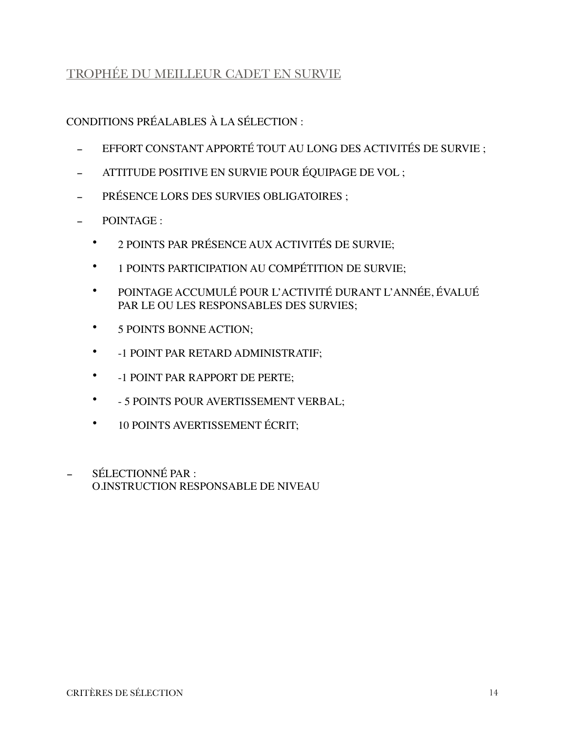## TROPHÉE DU MEILLEUR CADET EN SURVIE

CONDITIONS PRÉALABLES À LA SÉLECTION :

- EFFORT CONSTANT APPORTÉ TOUT AU LONG DES ACTIVITÉS DE SURVIE ;
- ATTITUDE POSITIVE EN SURVIE POUR ÉQUIPAGE DE VOL ;
- PRÉSENCE LORS DES SURVIES OBLIGATOIRES ;
- POINTAGE :
  - 2 POINTS PAR PRÉSENCE AUX ACTIVITÉS DE SURVIE;
  - 1 POINTS PARTICIPATION AU COMPÉTITION DE SURVIE;
  - POINTAGE ACCUMULÉ POUR L'ACTIVITÉ DURANT L'ANNÉE, ÉVALUÉ PAR LE OU LES RESPONSABLES DES SURVIES;
  - 5 POINTS BONNE ACTION;
  - -1 POINT PAR RETARD ADMINISTRATIF;
  - -1 POINT PAR RAPPORT DE PERTE;
  - - 5 POINTS POUR AVERTISSEMENT VERBAL;
  - 10 POINTS AVERTISSEMENT ÉCRIT;

- SÉLECTIONNÉ PAR :
  O.INSTRUCTION RESPONSABLE DE NIVEAU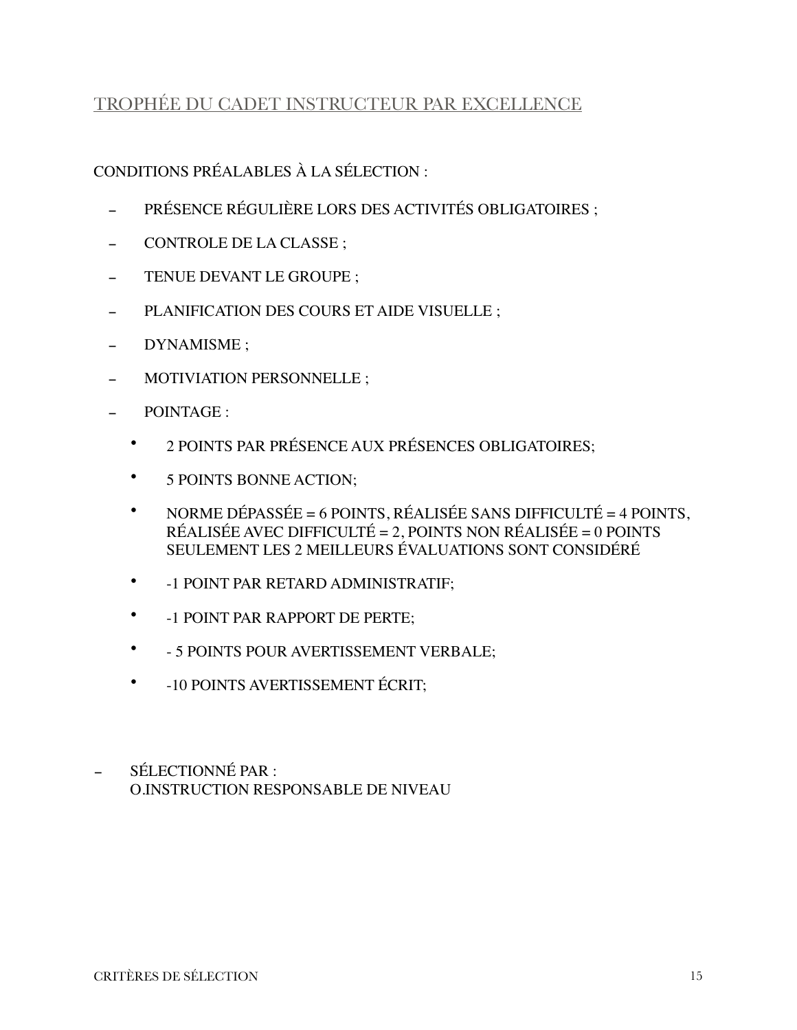## TROPHÉE DU CADET INSTRUCTEUR PAR EXCELLENCE

CONDITIONS PRÉALABLES À LA SÉLECTION :

- PRÉSENCE RÉGULIÈRE LORS DES ACTIVITÉS OBLIGATOIRES ;
- CONTROLE DE LA CLASSE ;
- TENUE DEVANT LE GROUPE ;
- PLANIFICATION DES COURS ET AIDE VISUELLE ;
- DYNAMISME ;
- MOTIVIATION PERSONNELLE ;
- POINTAGE :
  - 2 POINTS PAR PRÉSENCE AUX PRÉSENCES OBLIGATOIRES;
  - 5 POINTS BONNE ACTION;
  - NORME DÉPASSÉE = 6 POINTS, RÉALISÉE SANS DIFFICULTÉ = 4 POINTS, RÉALISÉE AVEC DIFFICULTÉ = 2, POINTS NON RÉALISÉE = 0 POINTS SEULEMENT LES 2 MEILLEURS ÉVALUATIONS SONT CONSIDÉRÉ
  - -1 POINT PAR RETARD ADMINISTRATIF;
  - -1 POINT PAR RAPPORT DE PERTE;
  - - 5 POINTS POUR AVERTISSEMENT VERBALE;
  - -10 POINTS AVERTISSEMENT ÉCRIT;

- SÉLECTIONNÉ PAR :
  O.INSTRUCTION RESPONSABLE DE NIVEAU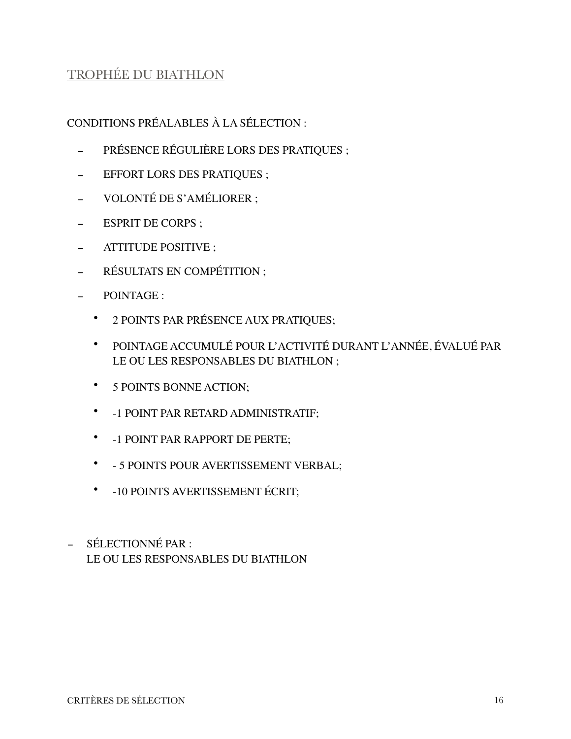## TROPHÉE DU BIATHLON

CONDITIONS PRÉALABLES À LA SÉLECTION :

- PRÉSENCE RÉGULIÈRE LORS DES PRATIQUES ;
- EFFORT LORS DES PRATIQUES ;
- VOLONTÉ DE S'AMÉLIORER ;
- ESPRIT DE CORPS ;
- ATTITUDE POSITIVE ;
- RÉSULTATS EN COMPÉTITION ;
- POINTAGE :
  - 2 POINTS PAR PRÉSENCE AUX PRATIQUES;
  - POINTAGE ACCUMULÉ POUR L'ACTIVITÉ DURANT L'ANNÉE, ÉVALUÉ PAR LE OU LES RESPONSABLES DU BIATHLON ;
  - 5 POINTS BONNE ACTION;
  - -1 POINT PAR RETARD ADMINISTRATIF;
  - -1 POINT PAR RAPPORT DE PERTE;
  - - 5 POINTS POUR AVERTISSEMENT VERBAL;
  - -10 POINTS AVERTISSEMENT ÉCRIT;

- SÉLECTIONNÉ PAR :
  LE OU LES RESPONSABLES DU BIATHLON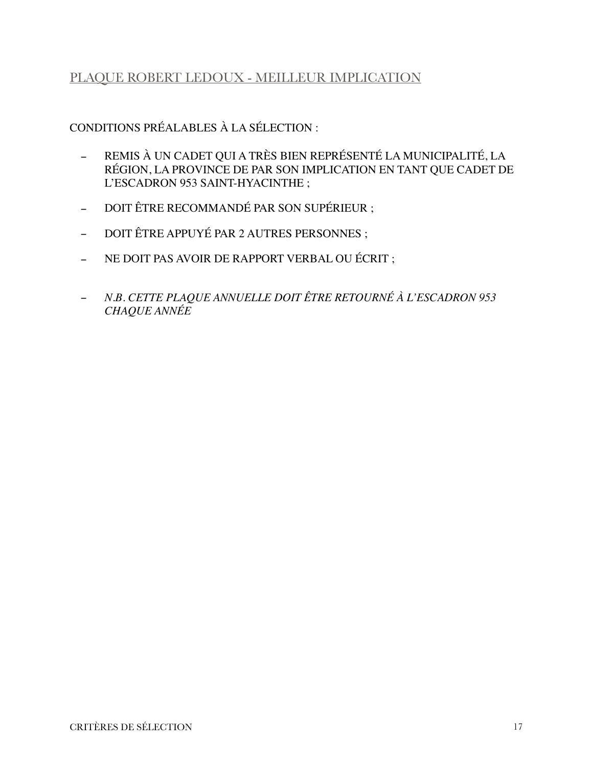## PLAQUE ROBERT LEDOUX - MEILLEUR IMPLICATION

CONDITIONS PRÉALABLES À LA SÉLECTION :

- REMIS À UN CADET QUI A TRÈS BIEN REPRÉSENTÉ LA MUNICIPALITÉ, LA RÉGION, LA PROVINCE DE PAR SON IMPLICATION EN TANT QUE CADET DE L'ESCADRON 953 SAINT-HYACINTHE ;
- DOIT ÊTRE RECOMMANDÉ PAR SON SUPÉRIEUR ;
- DOIT ÊTRE APPUYÉ PAR 2 AUTRES PERSONNES ;
- NE DOIT PAS AVOIR DE RAPPORT VERBAL OU ÉCRIT ;
- *N.B. CETTE PLAQUE ANNUELLE DOIT ÊTRE RETOURNÉ À L'ESCADRON 953 CHAQUE ANNÉE*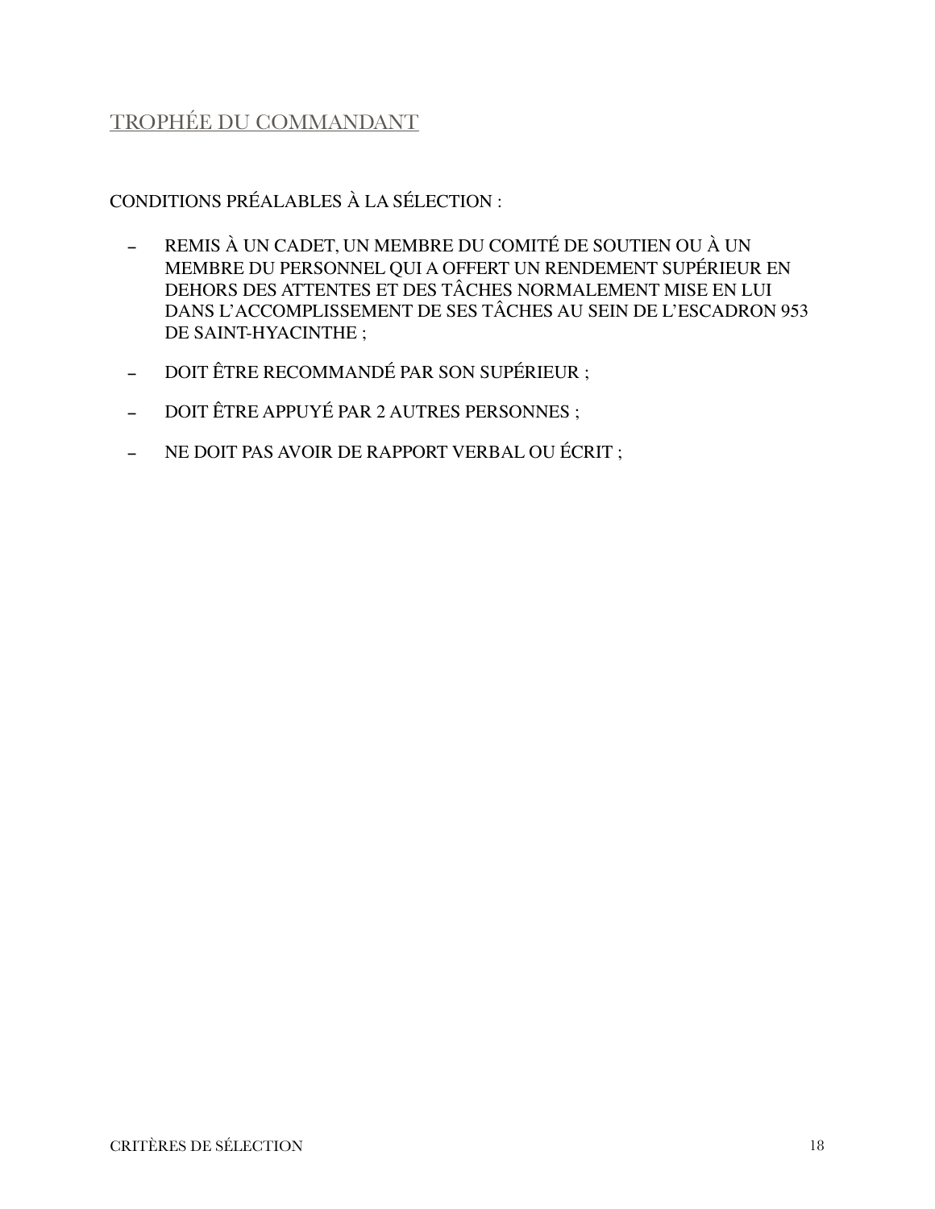## TROPHÉE DU COMMANDANT

CONDITIONS PRÉALABLES À LA SÉLECTION :

- REMIS À UN CADET, UN MEMBRE DU COMITÉ DE SOUTIEN OU À UN MEMBRE DU PERSONNEL QUI A OFFERT UN RENDEMENT SUPÉRIEUR EN DEHORS DES ATTENTES ET DES TÂCHES NORMALEMENT MISE EN LUI DANS L'ACCOMPLISSEMENT DE SES TÂCHES AU SEIN DE L'ESCADRON 953 DE SAINT-HYACINTHE ;
- DOIT ÊTRE RECOMMANDÉ PAR SON SUPÉRIEUR ;
- DOIT ÊTRE APPUYÉ PAR 2 AUTRES PERSONNES ;
- NE DOIT PAS AVOIR DE RAPPORT VERBAL OU ÉCRIT ;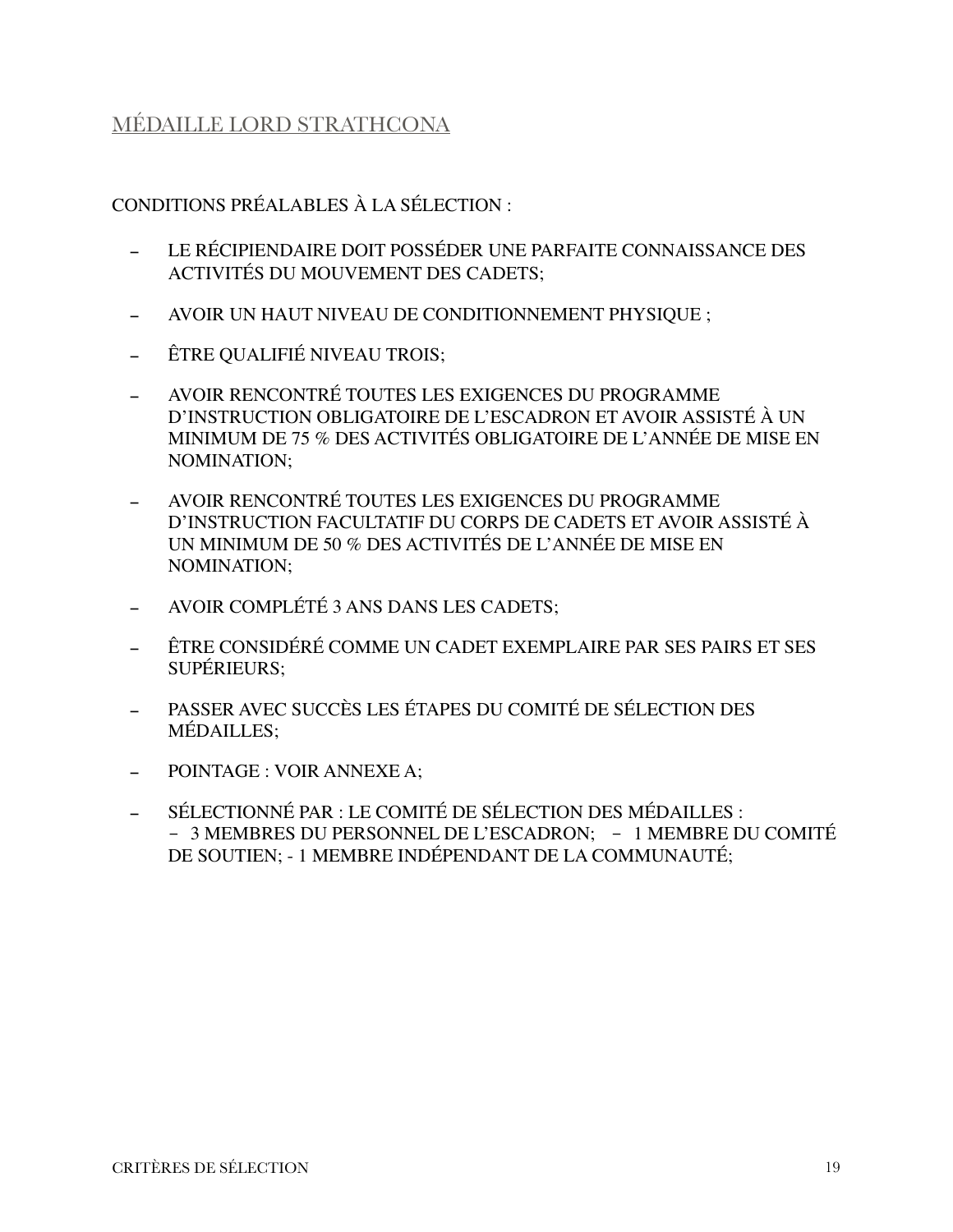## MÉDAILLE LORD STRATHCONA

CONDITIONS PRÉALABLES À LA SÉLECTION :

- LE RÉCIPIENDAIRE DOIT POSSÉDER UNE PARFAITE CONNAISSANCE DES ACTIVITÉS DU MOUVEMENT DES CADETS;
- AVOIR UN HAUT NIVEAU DE CONDITIONNEMENT PHYSIQUE ;
- ÊTRE QUALIFIÉ NIVEAU TROIS;
- AVOIR RENCONTRÉ TOUTES LES EXIGENCES DU PROGRAMME D'INSTRUCTION OBLIGATOIRE DE L'ESCADRON ET AVOIR ASSISTÉ À UN MINIMUM DE 75 % DES ACTIVITÉS OBLIGATOIRE DE L'ANNÉE DE MISE EN NOMINATION;
- AVOIR RENCONTRÉ TOUTES LES EXIGENCES DU PROGRAMME D'INSTRUCTION FACULTATIF DU CORPS DE CADETS ET AVOIR ASSISTÉ À UN MINIMUM DE 50 % DES ACTIVITÉS DE L'ANNÉE DE MISE EN NOMINATION;
- AVOIR COMPLÉTÉ 3 ANS DANS LES CADETS;
- ÊTRE CONSIDÉRÉ COMME UN CADET EXEMPLAIRE PAR SES PAIRS ET SES SUPÉRIEURS;
- PASSER AVEC SUCCÈS LES ÉTAPES DU COMITÉ DE SÉLECTION DES MÉDAILLES;
- POINTAGE : VOIR ANNEXE A;
- SÉLECTIONNÉ PAR : LE COMITÉ DE SÉLECTION DES MÉDAILLES : - 3 MEMBRES DU PERSONNEL DE L'ESCADRON; - 1 MEMBRE DU COMITÉ DE SOUTIEN; - 1 MEMBRE INDÉPENDANT DE LA COMMUNAUTÉ;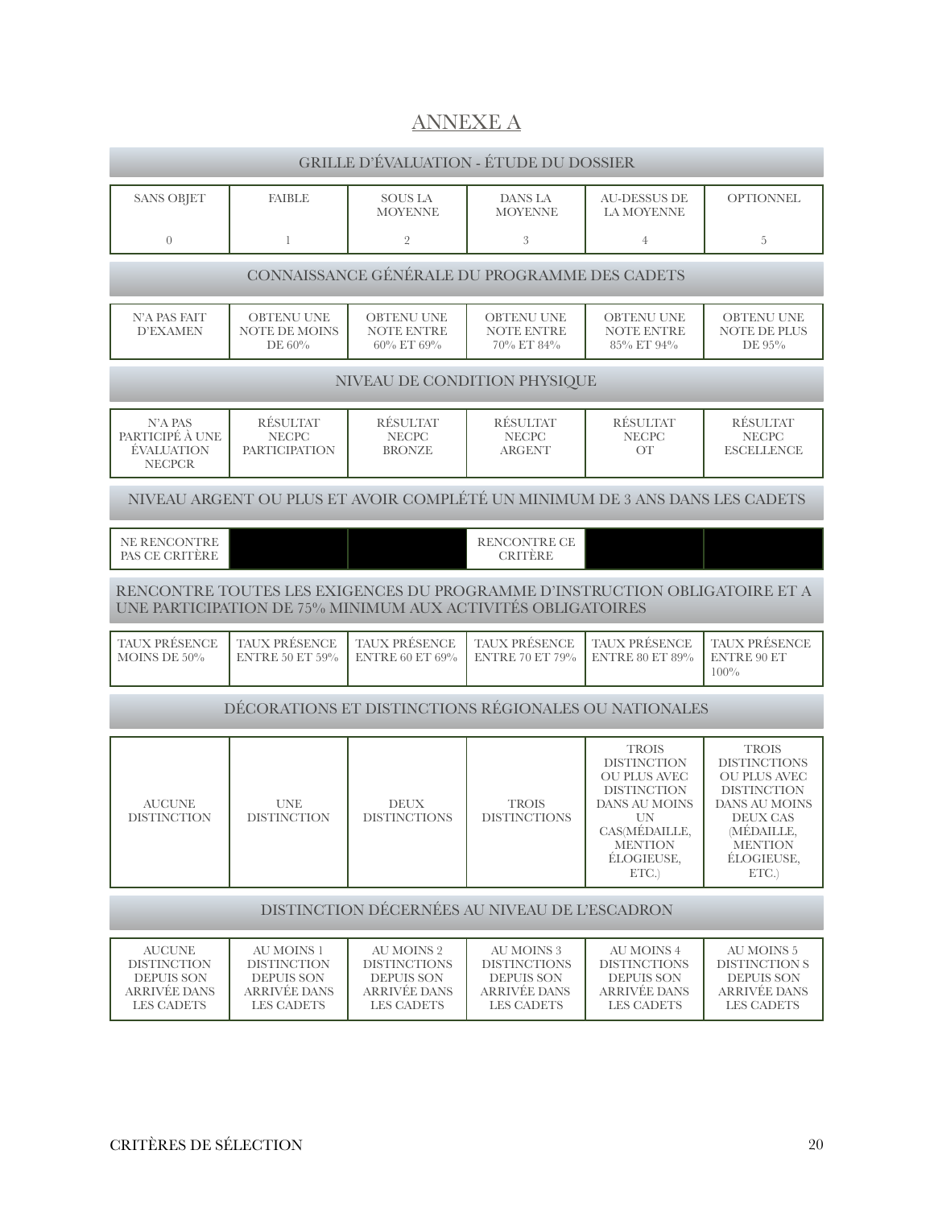# ANNEXE A

| GRILLE D'ÉVALUATION - ÉTUDE DU DOSSIER | | | | | |
|---|---|---|---|---|---|
| SANS OBJET<br>0 | FAIBLE<br>1 | SOUS LA MOYENNE<br>2 | DANS LA MOYENNE<br>3 | AU-DESSUS DE LA MOYENNE<br>4 | OPTIONNEL<br>5 |
| **CONNAISSANCE GÉNÉRALE DU PROGRAMME DES CADETS** | | | | | |
| N'A PAS FAIT D'EXAMEN | OBTENU UNE NOTE DE MOINS DE 60% | OBTENU UNE NOTE ENTRE 60% ET 69% | OBTENU UNE NOTE ENTRE 70% ET 84% | OBTENU UNE NOTE ENTRE 85% ET 94% | OBTENU UNE NOTE DE PLUS DE 95% |
| **NIVEAU DE CONDITION PHYSIQUE** | | | | | |
| N'A PAS PARTICIPÉ À UNE ÉVALUATION NECPCR | RÉSULTAT NECPC PARTICIPATION | RÉSULTAT NECPC BRONZE | RÉSULTAT NECPC ARGENT | RÉSULTAT NECPC OT | RÉSULTAT NECPC ESCELLENCE |
| **NIVEAU ARGENT OU PLUS ET AVOIR COMPLÉTÉ UN MINIMUM DE 3 ANS DANS LES CADETS** | | | | | |
| NE RENCONTRE PAS CE CRITÈRE | | | RENCONTRE CE CRITÈRE | | |
| **RENCONTRE TOUTES LES EXIGENCES DU PROGRAMME D'INSTRUCTION OBLIGATOIRE ET A UNE PARTICIPATION DE 75% MINIMUM AUX ACTIVITÉS OBLIGATOIRES** | | | | | |
| TAUX PRÉSENCE MOINS DE 50% | TAUX PRÉSENCE ENTRE 50 ET 59% | TAUX PRÉSENCE ENTRE 60 ET 69% | TAUX PRÉSENCE ENTRE 70 ET 79% | TAUX PRÉSENCE ENTRE 80 ET 89% | TAUX PRÉSENCE ENTRE 90 ET 100% |
| **DÉCORATIONS ET DISTINCTIONS RÉGIONALES OU NATIONALES** | | | | | |
| AUCUNE DISTINCTION | UNE DISTINCTION | DEUX DISTINCTIONS | TROIS DISTINCTIONS | TROIS DISTINCTION OU PLUS AVEC DISTINCTION DANS AU MOINS UN CAS(MÉDAILLE, MENTION ÉLOGIEUSE, ETC.) | TROIS DISTINCTIONS OU PLUS AVEC DISTINCTION DANS AU MOINS DEUX CAS (MÉDAILLE, MENTION ÉLOGIEUSE, ETC.) |
| **DISTINCTION DÉCERNÉES AU NIVEAU DE L'ESCADRON** | | | | | |
| AUCUNE DISTINCTION DEPUIS SON ARRIVÉE DANS LES CADETS | AU MOINS 1 DISTINCTION DEPUIS SON ARRIVÉE DANS LES CADETS | AU MOINS 2 DISTINCTIONS DEPUIS SON ARRIVÉE DANS LES CADETS | AU MOINS 3 DISTINCTIONS DEPUIS SON ARRIVÉE DANS LES CADETS | AU MOINS 4 DISTINCTIONS DEPUIS SON ARRIVÉE DANS LES CADETS | AU MOINS 5 DISTINCTION S DEPUIS SON ARRIVÉE DANS LES CADETS |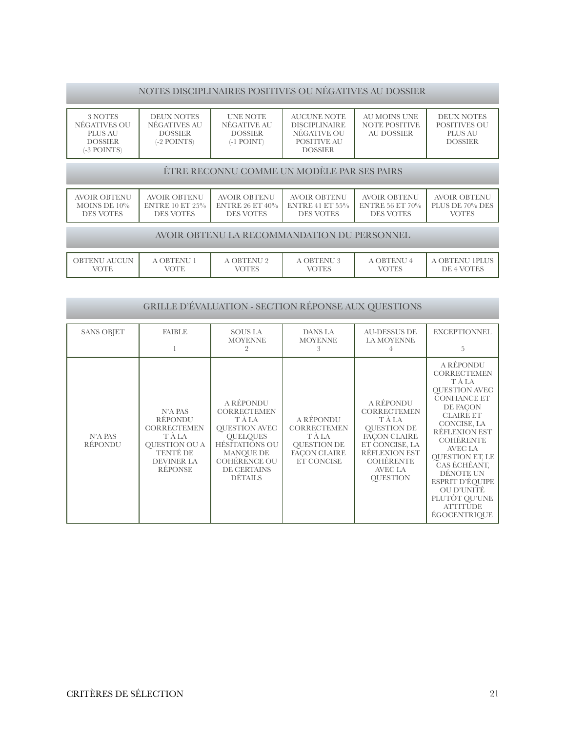| NOTES DISCIPLINAIRES POSITIVES OU NÉGATIVES AU DOSSIER | | | | | |
|---|---|---|---|---|---|
| 3 NOTES NÉGATIVES OU PLUS AU DOSSIER (-3 POINTS) | DEUX NOTES NÉGATIVES AU DOSSIER (-2 POINTS) | UNE NOTE NÉGATIVE AU DOSSIER (-1 POINT) | AUCUNE NOTE DISCIPLINAIRE NÉGATIVE OU POSITIVE AU DOSSIER | AU MOINS UNE NOTE POSITIVE AU DOSSIER | DEUX NOTES POSITIVES OU PLUS AU DOSSIER |

| ÊTRE RECONNU COMME UN MODÈLE PAR SES PAIRS | | | | | |
|---|---|---|---|---|---|
| AVOIR OBTENU MOINS DE 10% DES VOTES | AVOIR OBTENU ENTRE 10 ET 25% DES VOTES | AVOIR OBTENU ENTRE 26 ET 40% DES VOTES | AVOIR OBTENU ENTRE 41 ET 55% DES VOTES | AVOIR OBTENU ENTRE 56 ET 70% DES VOTES | AVOIR OBTENU PLUS DE 70% DES VOTES |

| AVOIR OBTENU LA RECOMMANDATION DU PERSONNEL | | | | | |
|---|---|---|---|---|---|
| OBTENU AUCUN VOTE | A OBTENU 1 VOTE | A OBTENU 2 VOTES | A OBTENU 3 VOTES | A OBTENU 4 VOTES | A OBTENU 1PLUS DE 4 VOTES |

| GRILLE D'ÉVALUATION - SECTION RÉPONSE AUX QUESTIONS | | | | | |
|---|---|---|---|---|---|
| SANS OBJET | FAIBLE 1 | SOUS LA MOYENNE 2 | DANS LA MOYENNE 3 | AU-DESSUS DE LA MOYENNE 4 | EXCEPTIONNEL 5 |
| N'A PAS RÉPONDU | N'A PAS RÉPONDU CORRECTEMENT À LA QUESTION OU A TENTÉ DE DEVINER LA RÉPONSE | A RÉPONDU CORRECTEMENT À LA QUESTION AVEC QUELQUES HÉSITATIONS OU MANQUE DE COHÉRENCE OU DE CERTAINS DÉTAILS | A RÉPONDU CORRECTEMENT À LA QUESTION DE FAÇON CLAIRE ET CONCISE | A RÉPONDU CORRECTEMENT À LA QUESTION DE FAÇON CLAIRE ET CONCISE, LA RÉFLEXION EST COHÉRENTE AVEC LA QUESTION | A RÉPONDU CORRECTEMENT À LA QUESTION AVEC CONFIANCE ET DE FAÇON CLAIRE ET CONCISE, LA RÉFLEXION EST COHÉRENTE AVEC LA QUESTION ET, LE CAS ÉCHÉANT, DÉNOTE UN ESPRIT D'ÉQUIPE OU D'UNITÉ PLUTÔT QU'UNE ATTITUDE ÉGOCENTRIQUE |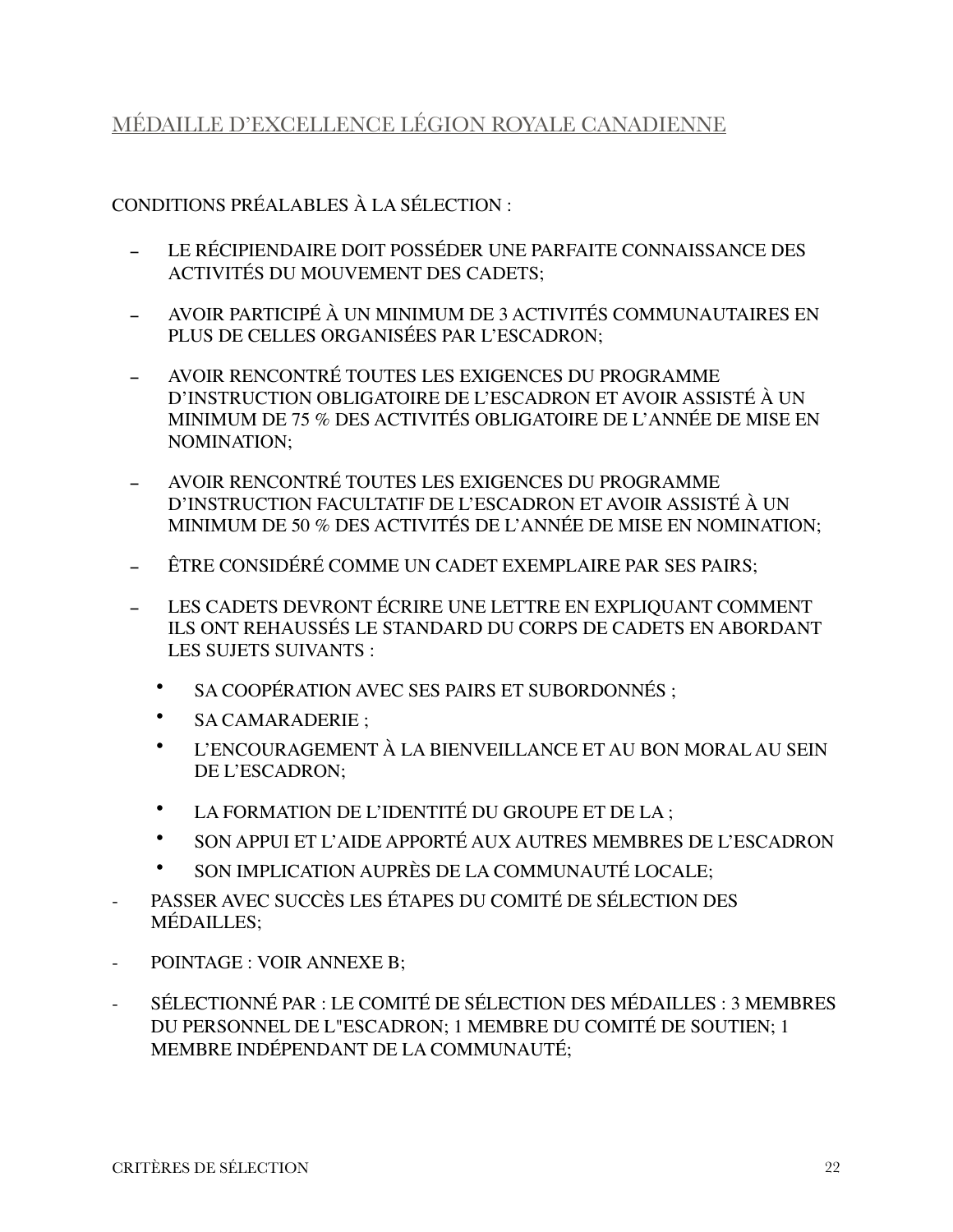## MÉDAILLE D'EXCELLENCE LÉGION ROYALE CANADIENNE

CONDITIONS PRÉALABLES À LA SÉLECTION :

- LE RÉCIPIENDAIRE DOIT POSSÉDER UNE PARFAITE CONNAISSANCE DES ACTIVITÉS DU MOUVEMENT DES CADETS;
- AVOIR PARTICIPÉ À UN MINIMUM DE 3 ACTIVITÉS COMMUNAUTAIRES EN PLUS DE CELLES ORGANISÉES PAR L'ESCADRON;
- AVOIR RENCONTRÉ TOUTES LES EXIGENCES DU PROGRAMME D'INSTRUCTION OBLIGATOIRE DE L'ESCADRON ET AVOIR ASSISTÉ À UN MINIMUM DE 75 % DES ACTIVITÉS OBLIGATOIRE DE L'ANNÉE DE MISE EN NOMINATION;
- AVOIR RENCONTRÉ TOUTES LES EXIGENCES DU PROGRAMME D'INSTRUCTION FACULTATIF DE L'ESCADRON ET AVOIR ASSISTÉ À UN MINIMUM DE 50 % DES ACTIVITÉS DE L'ANNÉE DE MISE EN NOMINATION;
- ÊTRE CONSIDÉRÉ COMME UN CADET EXEMPLAIRE PAR SES PAIRS;
- LES CADETS DEVRONT ÉCRIRE UNE LETTRE EN EXPLIQUANT COMMENT ILS ONT REHAUSSÉS LE STANDARD DU CORPS DE CADETS EN ABORDANT LES SUJETS SUIVANTS :
  - SA COOPÉRATION AVEC SES PAIRS ET SUBORDONNÉS ;
  - SA CAMARADERIE ;
  - L'ENCOURAGEMENT À LA BIENVEILLANCE ET AU BON MORAL AU SEIN DE L'ESCADRON;
  - LA FORMATION DE L'IDENTITÉ DU GROUPE ET DE LA ;
  - SON APPUI ET L'AIDE APPORTÉ AUX AUTRES MEMBRES DE L'ESCADRON
  - SON IMPLICATION AUPRÈS DE LA COMMUNAUTÉ LOCALE;
- PASSER AVEC SUCCÈS LES ÉTAPES DU COMITÉ DE SÉLECTION DES MÉDAILLES;
- POINTAGE : VOIR ANNEXE B;
- SÉLECTIONNÉ PAR : LE COMITÉ DE SÉLECTION DES MÉDAILLES : 3 MEMBRES DU PERSONNEL DE L"ESCADRON; 1 MEMBRE DU COMITÉ DE SOUTIEN; 1 MEMBRE INDÉPENDANT DE LA COMMUNAUTÉ;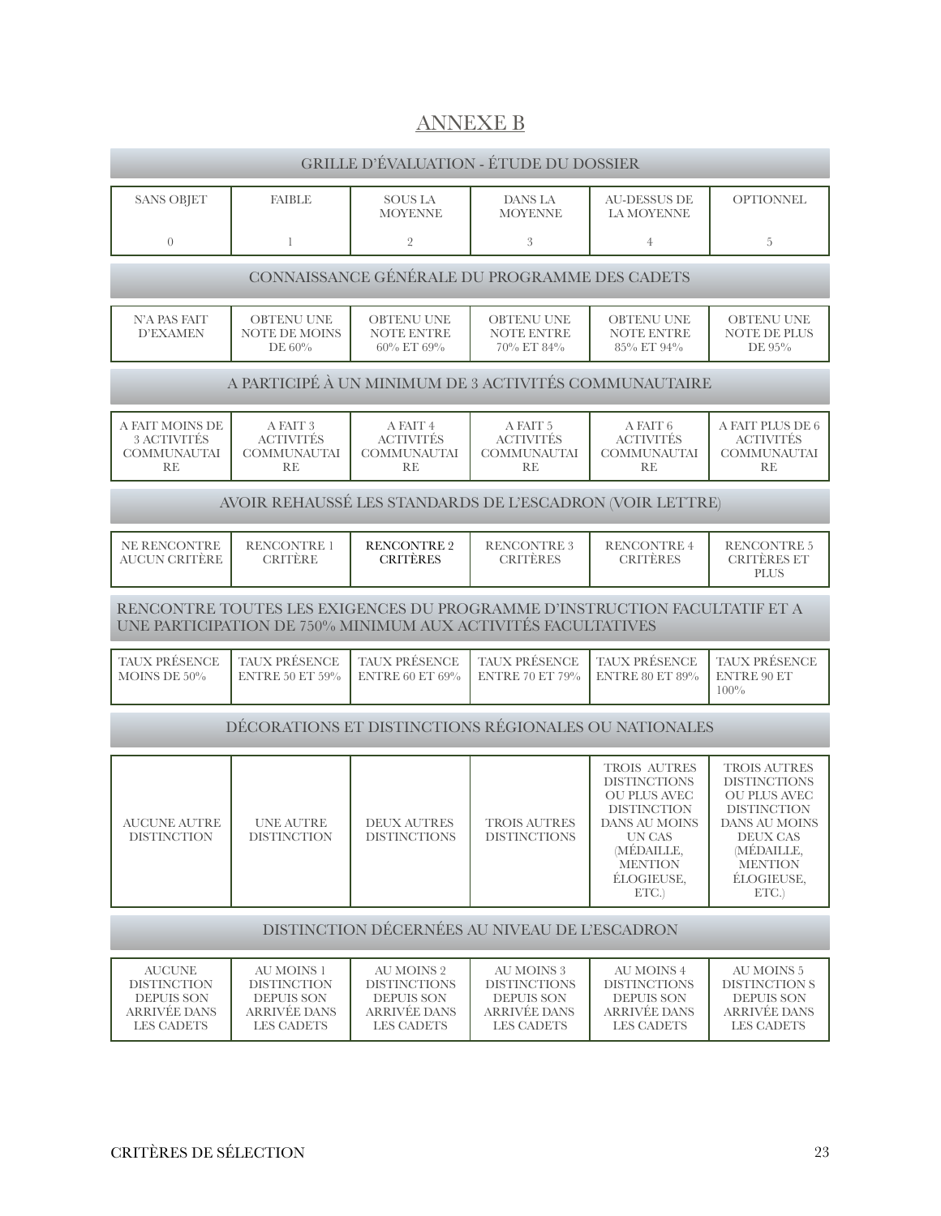## ANNEXE B

| GRILLE D'ÉVALUATION - ÉTUDE DU DOSSIER | | | | | |
|---|---|---|---|---|---|
| SANS OBJET<br>0 | FAIBLE<br>1 | SOUS LA MOYENNE<br>2 | DANS LA MOYENNE<br>3 | AU-DESSUS DE LA MOYENNE<br>4 | OPTIONNEL<br>5 |

| CONNAISSANCE GÉNÉRALE DU PROGRAMME DES CADETS | | | | | |
|---|---|---|---|---|---|
| N'A PAS FAIT D'EXAMEN | OBTENU UNE NOTE DE MOINS DE 60% | OBTENU UNE NOTE ENTRE 60% ET 69% | OBTENU UNE NOTE ENTRE 70% ET 84% | OBTENU UNE NOTE ENTRE 85% ET 94% | OBTENU UNE NOTE DE PLUS DE 95% |

| A PARTICIPÉ À UN MINIMUM DE 3 ACTIVITÉS COMMUNAUTAIRE | | | | | |
|---|---|---|---|---|---|
| A FAIT MOINS DE 3 ACTIVITÉS COMMUNAUTAIRE | A FAIT 3 ACTIVITÉS COMMUNAUTAIRE | A FAIT 4 ACTIVITÉS COMMUNAUTAIRE | A FAIT 5 ACTIVITÉS COMMUNAUTAIRE | A FAIT 6 ACTIVITÉS COMMUNAUTAIRE | A FAIT PLUS DE 6 ACTIVITÉS COMMUNAUTAIRE |

| AVOIR REHAUSSÉ LES STANDARDS DE L'ESCADRON (VOIR LETTRE) | | | | | |
|---|---|---|---|---|---|
| NE RENCONTRE AUCUN CRITÈRE | RENCONTRE 1 CRITÈRE | RENCONTRE 2 CRITÈRES | RENCONTRE 3 CRITÈRES | RENCONTRE 4 CRITÈRES | RENCONTRE 5 CRITÈRES ET PLUS |

| RENCONTRE TOUTES LES EXIGENCES DU PROGRAMME D'INSTRUCTION FACULTATIF ET A UNE PARTICIPATION DE 750% MINIMUM AUX ACTIVITÉS FACULTATIVES | | | | | |
|---|---|---|---|---|---|
| TAUX PRÉSENCE MOINS DE 50% | TAUX PRÉSENCE ENTRE 50 ET 59% | TAUX PRÉSENCE ENTRE 60 ET 69% | TAUX PRÉSENCE ENTRE 70 ET 79% | TAUX PRÉSENCE ENTRE 80 ET 89% | TAUX PRÉSENCE ENTRE 90 ET 100% |

| DÉCORATIONS ET DISTINCTIONS RÉGIONALES OU NATIONALES | | | | | |
|---|---|---|---|---|---|
| AUCUNE AUTRE DISTINCTION | UNE AUTRE DISTINCTION | DEUX AUTRES DISTINCTIONS | TROIS AUTRES DISTINCTIONS | TROIS AUTRES DISTINCTIONS OU PLUS AVEC DISTINCTION DANS AU MOINS UN CAS (MÉDAILLE, MENTION ÉLOGIEUSE, ETC.) | TROIS AUTRES DISTINCTIONS OU PLUS AVEC DISTINCTION DANS AU MOINS DEUX CAS (MÉDAILLE, MENTION ÉLOGIEUSE, ETC.) |

| DISTINCTION DÉCERNÉES AU NIVEAU DE L'ESCADRON | | | | | |
|---|---|---|---|---|---|
| AUCUNE DISTINCTION DEPUIS SON ARRIVÉE DANS LES CADETS | AU MOINS 1 DISTINCTION DEPUIS SON ARRIVÉE DANS LES CADETS | AU MOINS 2 DISTINCTIONS DEPUIS SON ARRIVÉE DANS LES CADETS | AU MOINS 3 DISTINCTIONS DEPUIS SON ARRIVÉE DANS LES CADETS | AU MOINS 4 DISTINCTIONS DEPUIS SON ARRIVÉE DANS LES CADETS | AU MOINS 5 DISTINCTION S DEPUIS SON ARRIVÉE DANS LES CADETS |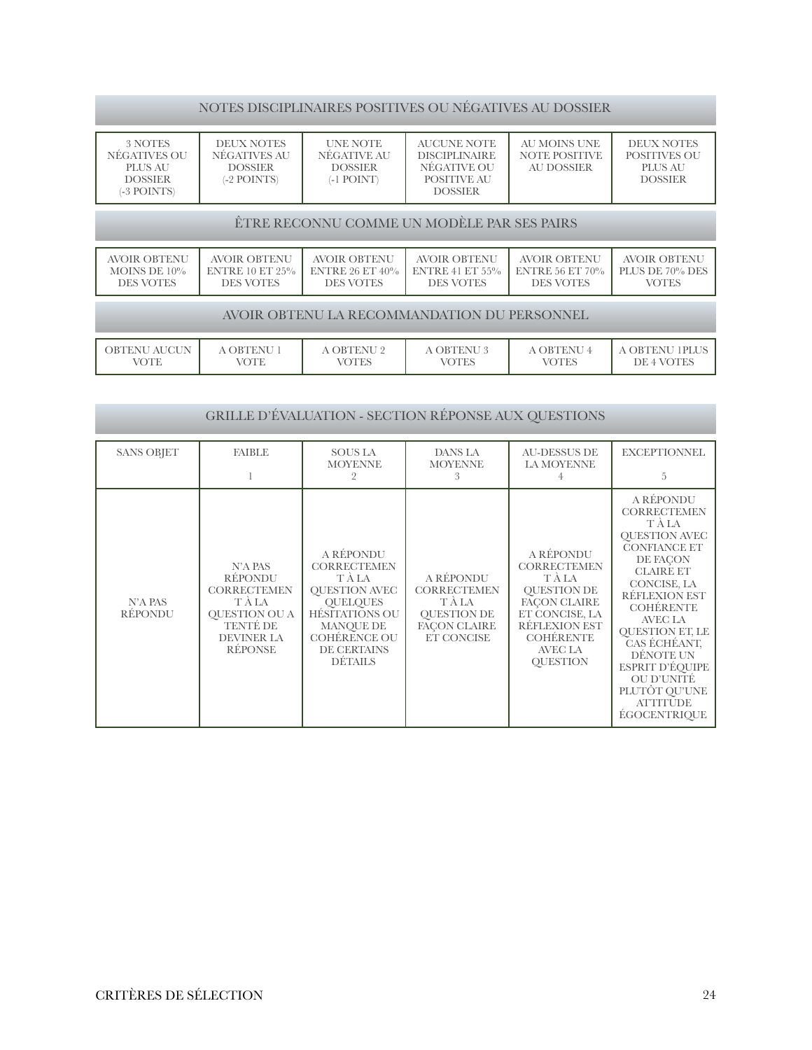## NOTES DISCIPLINAIRES POSITIVES OU NÉGATIVES AU DOSSIER

| 3 NOTES NÉGATIVES OU PLUS AU DOSSIER (-3 POINTS) | DEUX NOTES NÉGATIVES AU DOSSIER (-2 POINTS) | UNE NOTE NÉGATIVE AU DOSSIER (-1 POINT) | AUCUNE NOTE DISCIPLINAIRE NÉGATIVE OU POSITIVE AU DOSSIER | AU MOINS UNE NOTE POSITIVE AU DOSSIER | DEUX NOTES POSITIVES OU PLUS AU DOSSIER |
|---|---|---|---|---|---|

## ÊTRE RECONNU COMME UN MODÈLE PAR SES PAIRS

| AVOIR OBTENU MOINS DE 10% DES VOTES | AVOIR OBTENU ENTRE 10 ET 25% DES VOTES | AVOIR OBTENU ENTRE 26 ET 40% DES VOTES | AVOIR OBTENU ENTRE 41 ET 55% DES VOTES | AVOIR OBTENU ENTRE 56 ET 70% DES VOTES | AVOIR OBTENU PLUS DE 70% DES VOTES |
|---|---|---|---|---|---|

## AVOIR OBTENU LA RECOMMANDATION DU PERSONNEL

| OBTENU AUCUN VOTE | A OBTENU 1 VOTE | A OBTENU 2 VOTES | A OBTENU 3 VOTES | A OBTENU 4 VOTES | A OBTENU 1PLUS DE 4 VOTES |
|---|---|---|---|---|---|

## GRILLE D'ÉVALUATION - SECTION RÉPONSE AUX QUESTIONS

| SANS OBJET | FAIBLE 1 | SOUS LA MOYENNE 2 | DANS LA MOYENNE 3 | AU-DESSUS DE LA MOYENNE 4 | EXCEPTIONNEL 5 |
|---|---|---|---|---|---|
| N'A PAS RÉPONDU | N'A PAS RÉPONDU CORRECTEMENT À LA QUESTION OU A TENTÉ DE DEVINER LA RÉPONSE | A RÉPONDU CORRECTEMENT À LA QUESTION AVEC QUELQUES HÉSITATIONS OU MANQUE DE COHÉRENCE OU DE CERTAINS DÉTAILS | A RÉPONDU CORRECTEMENT À LA QUESTION DE FAÇON CLAIRE ET CONCISE | A RÉPONDU CORRECTEMENT À LA QUESTION DE FAÇON CLAIRE ET CONCISE, LA RÉFLEXION EST COHÉRENTE AVEC LA QUESTION | A RÉPONDU CORRECTEMENT À LA QUESTION AVEC CONFIANCE ET DE FAÇON CLAIRE ET CONCISE, LA RÉFLEXION EST COHÉRENTE AVEC LA QUESTION ET, LE CAS ÉCHÉANT, DÉNOTE UN ESPRIT D'ÉQUIPE OU D'UNITÉ PLUTÔT QU'UNE ATTITUDE ÉGOCENTRIQUE |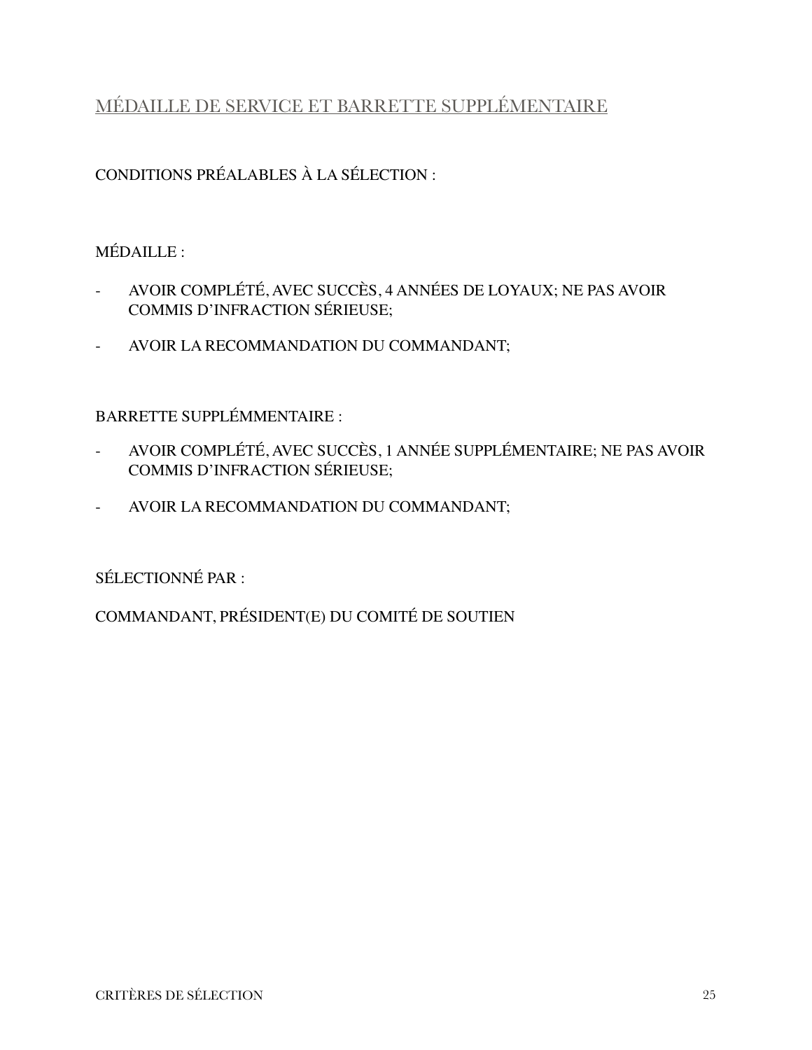## MÉDAILLE DE SERVICE ET BARRETTE SUPPLÉMENTAIRE

CONDITIONS PRÉALABLES À LA SÉLECTION :

MÉDAILLE :

- AVOIR COMPLÉTÉ, AVEC SUCCÈS, 4 ANNÉES DE LOYAUX; NE PAS AVOIR COMMIS D'INFRACTION SÉRIEUSE;
- AVOIR LA RECOMMANDATION DU COMMANDANT;

BARRETTE SUPPLÉMMENTAIRE :

- AVOIR COMPLÉTÉ, AVEC SUCCÈS, 1 ANNÉE SUPPLÉMENTAIRE; NE PAS AVOIR COMMIS D'INFRACTION SÉRIEUSE;
- AVOIR LA RECOMMANDATION DU COMMANDANT;

SÉLECTIONNÉ PAR :

COMMANDANT, PRÉSIDENT(E) DU COMITÉ DE SOUTIEN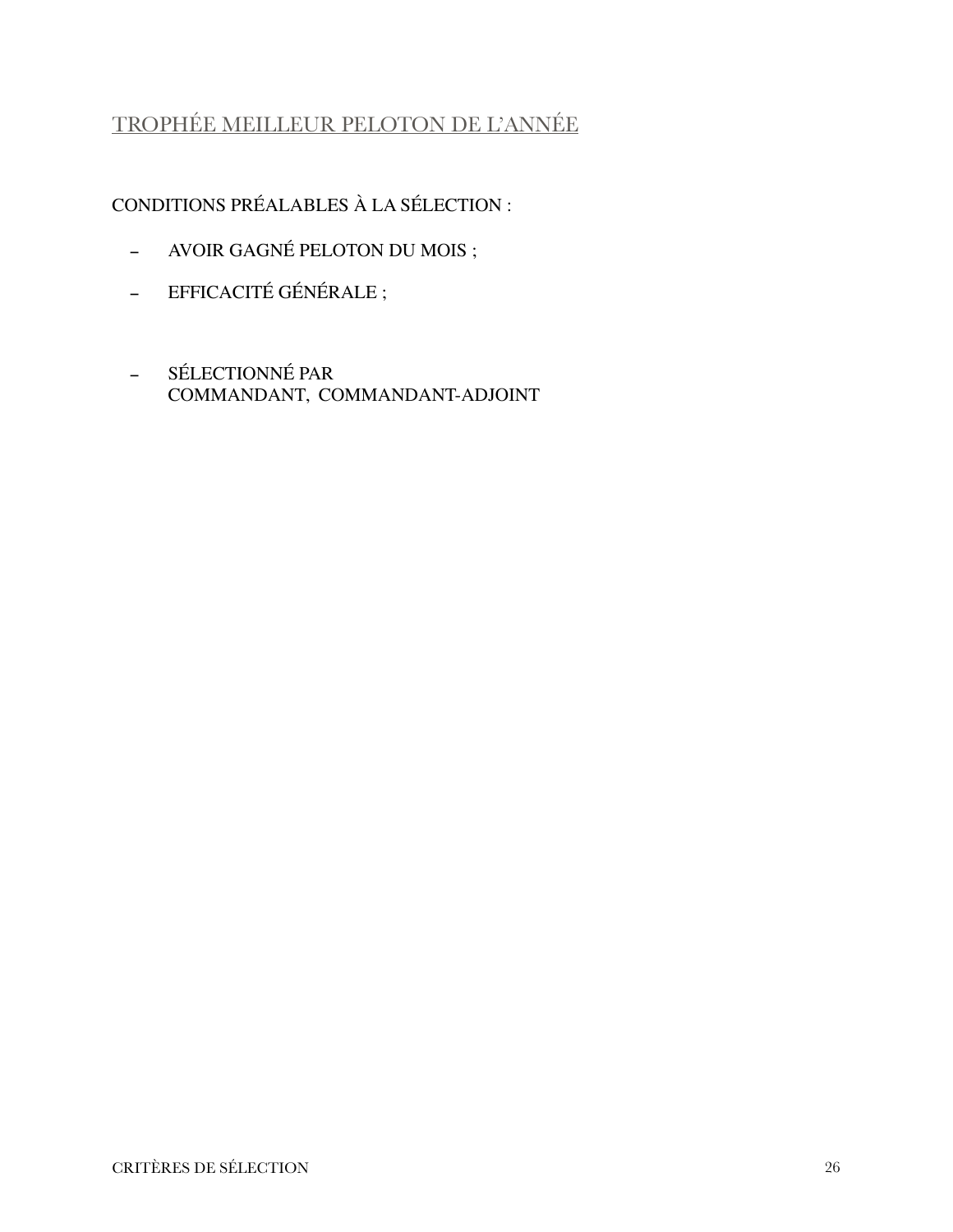## TROPHÉE MEILLEUR PELOTON DE L'ANNÉE

CONDITIONS PRÉALABLES À LA SÉLECTION :

- AVOIR GAGNÉ PELOTON DU MOIS ;
- EFFICACITÉ GÉNÉRALE ;
- SÉLECTIONNÉ PAR
  COMMANDANT, COMMANDANT-ADJOINT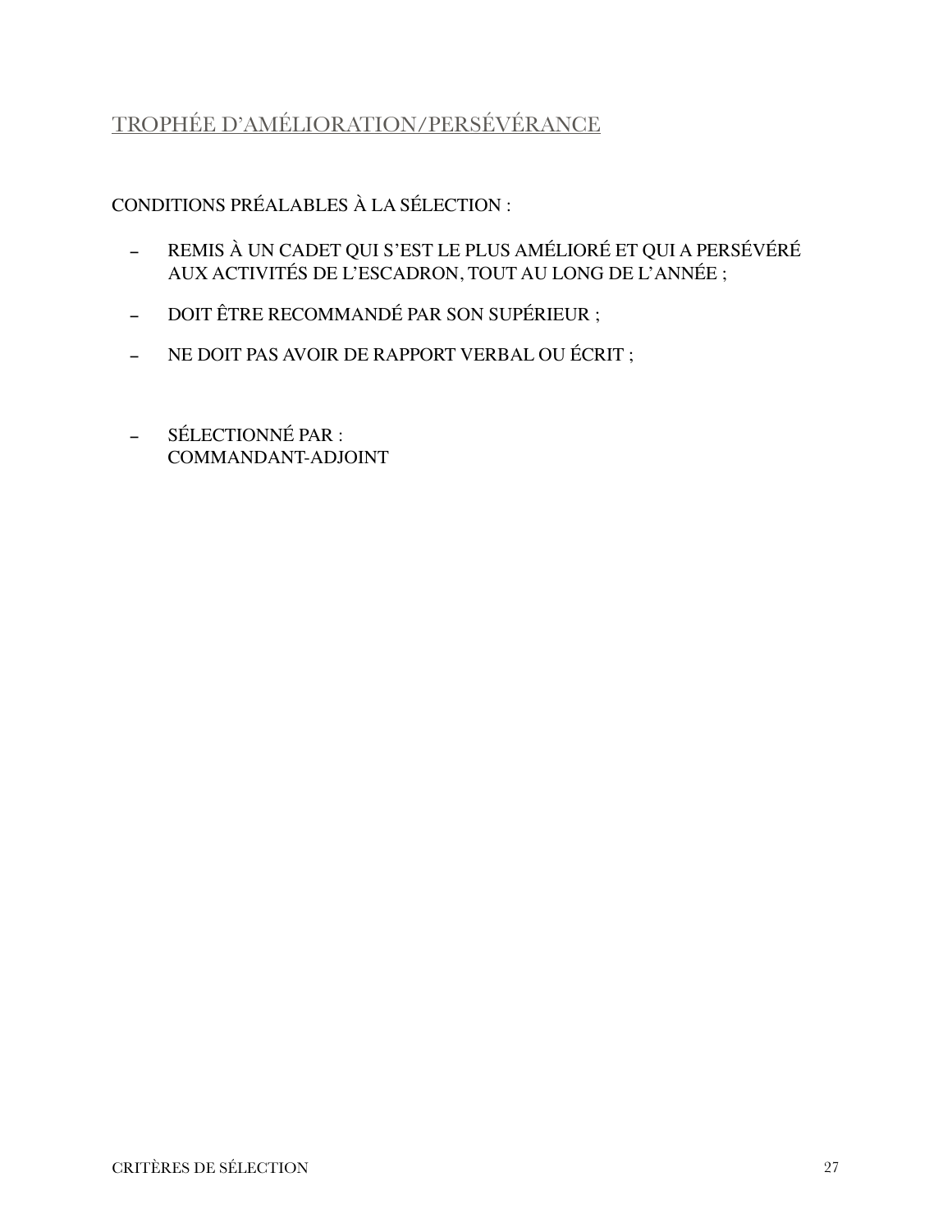## TROPHÉE D'AMÉLIORATION/PERSÉVÉRANCE

CONDITIONS PRÉALABLES À LA SÉLECTION :

- REMIS À UN CADET QUI S'EST LE PLUS AMÉLIORÉ ET QUI A PERSÉVÉRÉ AUX ACTIVITÉS DE L'ESCADRON, TOUT AU LONG DE L'ANNÉE ;
- DOIT ÊTRE RECOMMANDÉ PAR SON SUPÉRIEUR ;
- NE DOIT PAS AVOIR DE RAPPORT VERBAL OU ÉCRIT ;
- SÉLECTIONNÉ PAR :  
  COMMANDANT-ADJOINT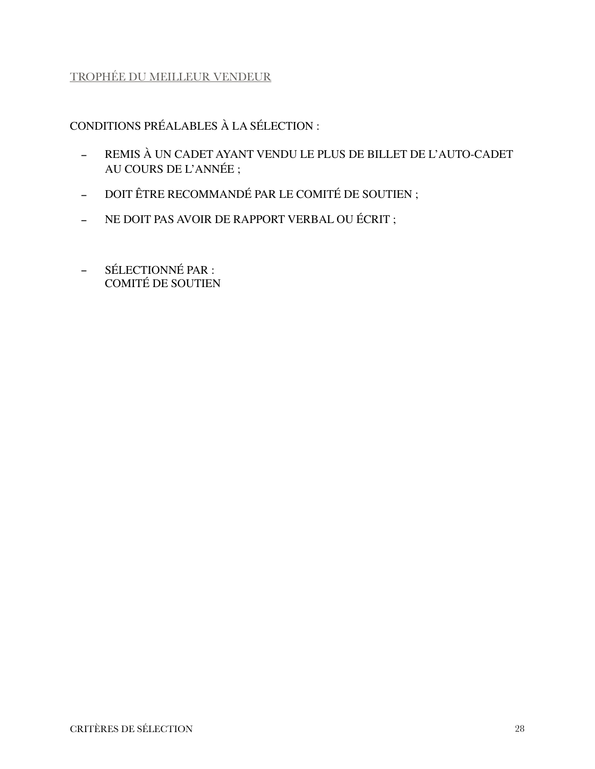## TROPHÉE DU MEILLEUR VENDEUR

CONDITIONS PRÉALABLES À LA SÉLECTION :

- REMIS À UN CADET AYANT VENDU LE PLUS DE BILLET DE L'AUTO-CADET AU COURS DE L'ANNÉE ;
- DOIT ÊTRE RECOMMANDÉ PAR LE COMITÉ DE SOUTIEN ;
- NE DOIT PAS AVOIR DE RAPPORT VERBAL OU ÉCRIT ;

- SÉLECTIONNÉ PAR :  
  COMITÉ DE SOUTIEN